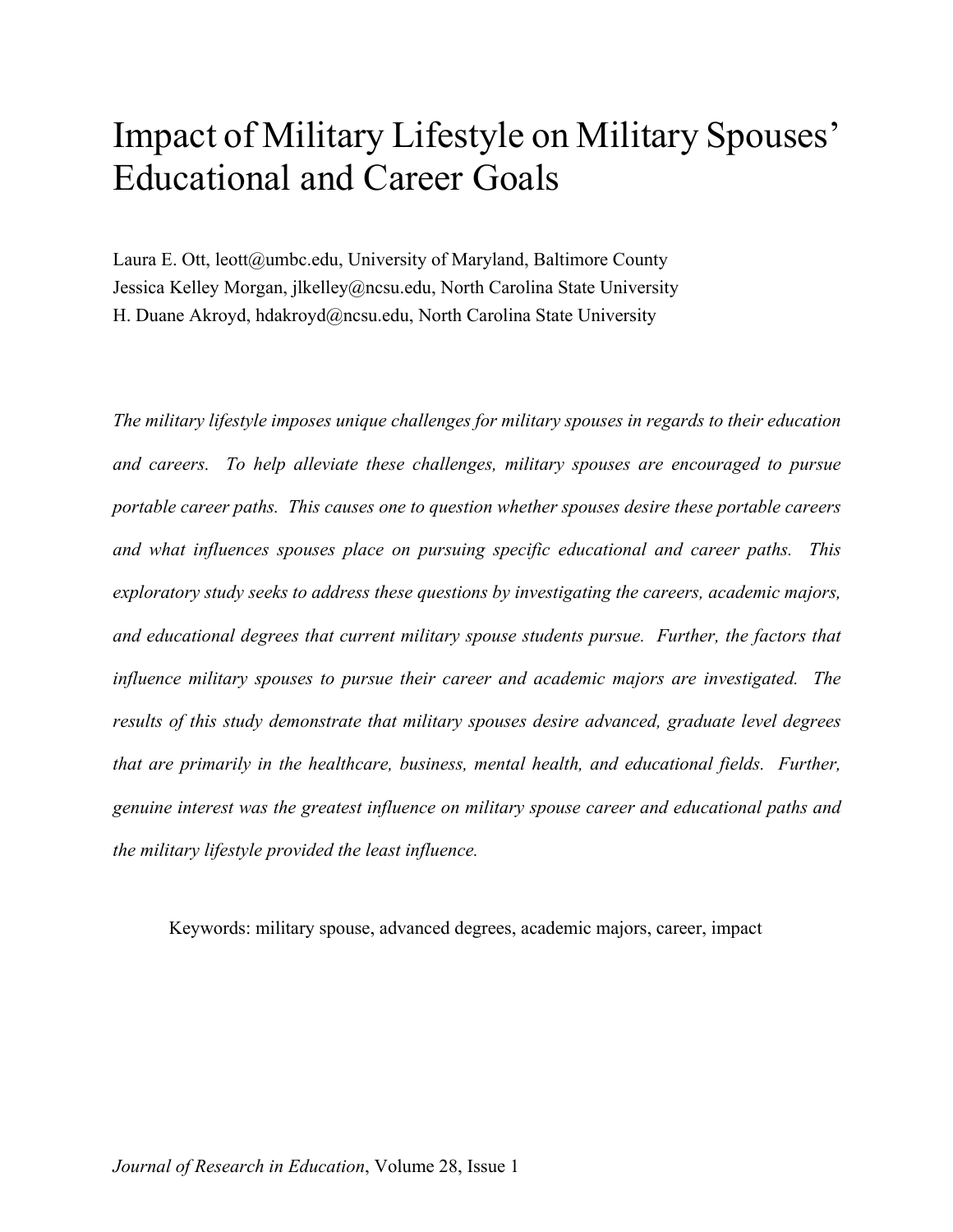# Impact of Military Lifestyle on Military Spouses' Educational and Career Goals

Laura E. Ott, leott@umbc.edu, University of Maryland, Baltimore County
Jessica Kelley Morgan, jlkelley@ncsu.edu, North Carolina State University
H. Duane Akroyd, hdakroyd@ncsu.edu, North Carolina State University

*The military lifestyle imposes unique challenges for military spouses in regards to their education and careers. To help alleviate these challenges, military spouses are encouraged to pursue portable career paths. This causes one to question whether spouses desire these portable careers and what influences spouses place on pursuing specific educational and career paths. This exploratory study seeks to address these questions by investigating the careers, academic majors, and educational degrees that current military spouse students pursue. Further, the factors that influence military spouses to pursue their career and academic majors are investigated. The results of this study demonstrate that military spouses desire advanced, graduate level degrees that are primarily in the healthcare, business, mental health, and educational fields. Further, genuine interest was the greatest influence on military spouse career and educational paths and the military lifestyle provided the least influence.*

Keywords: military spouse, advanced degrees, academic majors, career, impact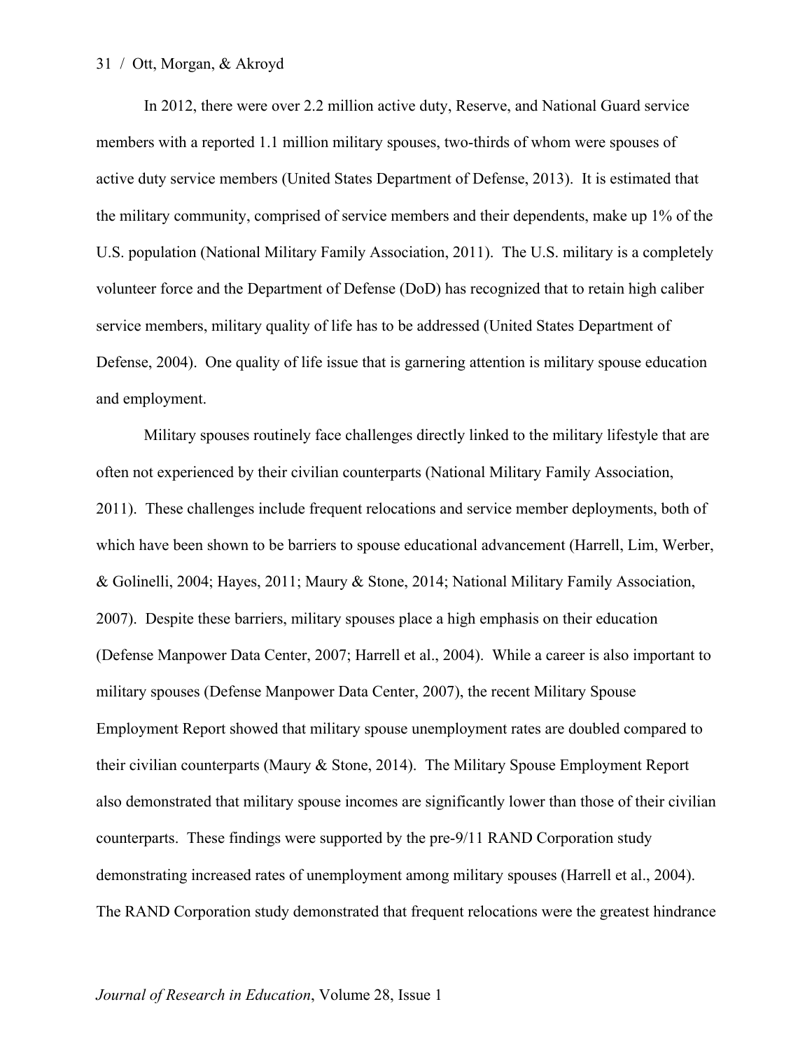In 2012, there were over 2.2 million active duty, Reserve, and National Guard service members with a reported 1.1 million military spouses, two-thirds of whom were spouses of active duty service members (United States Department of Defense, 2013). It is estimated that the military community, comprised of service members and their dependents, make up 1% of the U.S. population (National Military Family Association, 2011). The U.S. military is a completely volunteer force and the Department of Defense (DoD) has recognized that to retain high caliber service members, military quality of life has to be addressed (United States Department of Defense, 2004). One quality of life issue that is garnering attention is military spouse education and employment.

Military spouses routinely face challenges directly linked to the military lifestyle that are often not experienced by their civilian counterparts (National Military Family Association, 2011). These challenges include frequent relocations and service member deployments, both of which have been shown to be barriers to spouse educational advancement (Harrell, Lim, Werber, & Golinelli, 2004; Hayes, 2011; Maury & Stone, 2014; National Military Family Association, 2007). Despite these barriers, military spouses place a high emphasis on their education (Defense Manpower Data Center, 2007; Harrell et al., 2004). While a career is also important to military spouses (Defense Manpower Data Center, 2007), the recent Military Spouse Employment Report showed that military spouse unemployment rates are doubled compared to their civilian counterparts (Maury & Stone, 2014). The Military Spouse Employment Report also demonstrated that military spouse incomes are significantly lower than those of their civilian counterparts. These findings were supported by the pre-9/11 RAND Corporation study demonstrating increased rates of unemployment among military spouses (Harrell et al., 2004). The RAND Corporation study demonstrated that frequent relocations were the greatest hindrance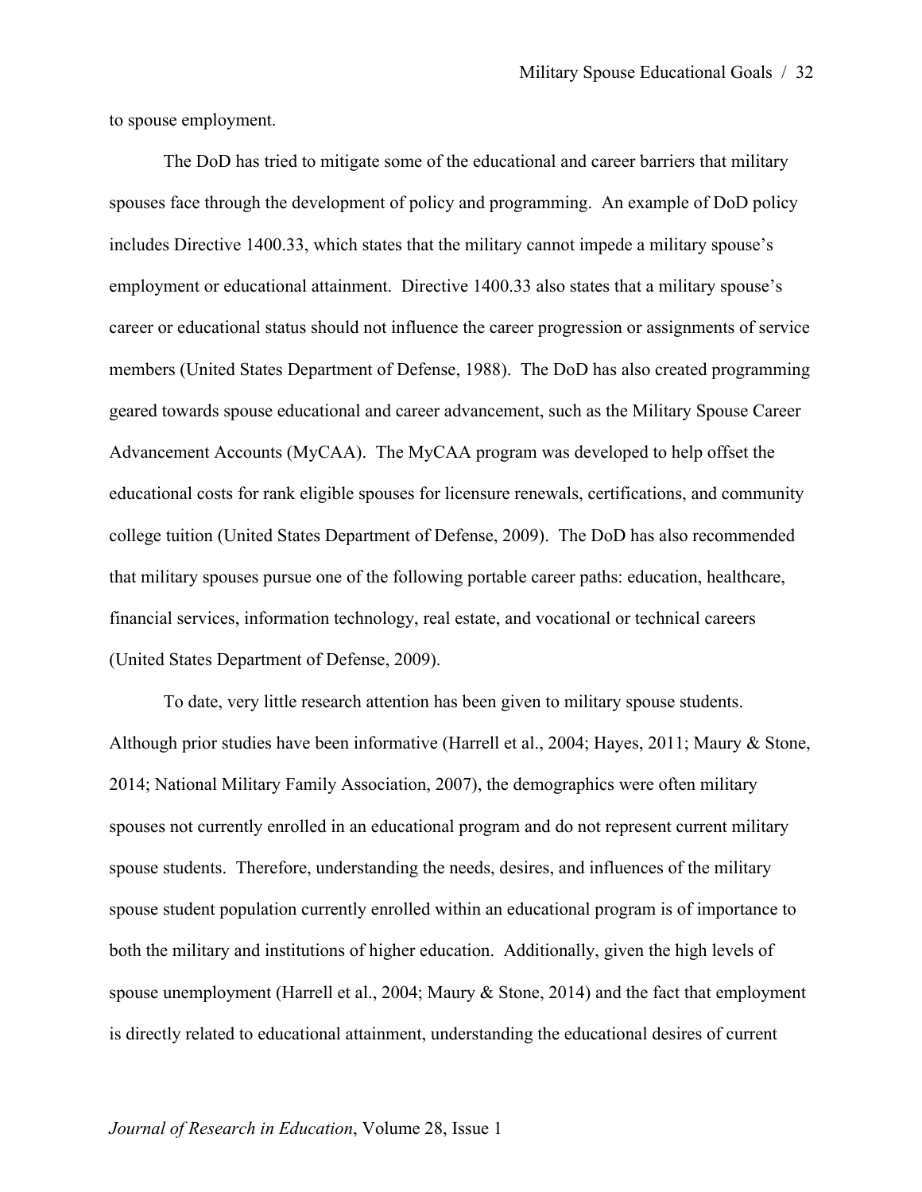to spouse employment.

The DoD has tried to mitigate some of the educational and career barriers that military spouses face through the development of policy and programming. An example of DoD policy includes Directive 1400.33, which states that the military cannot impede a military spouse's employment or educational attainment. Directive 1400.33 also states that a military spouse's career or educational status should not influence the career progression or assignments of service members (United States Department of Defense, 1988). The DoD has also created programming geared towards spouse educational and career advancement, such as the Military Spouse Career Advancement Accounts (MyCAA). The MyCAA program was developed to help offset the educational costs for rank eligible spouses for licensure renewals, certifications, and community college tuition (United States Department of Defense, 2009). The DoD has also recommended that military spouses pursue one of the following portable career paths: education, healthcare, financial services, information technology, real estate, and vocational or technical careers (United States Department of Defense, 2009).

To date, very little research attention has been given to military spouse students. Although prior studies have been informative (Harrell et al., 2004; Hayes, 2011; Maury & Stone, 2014; National Military Family Association, 2007), the demographics were often military spouses not currently enrolled in an educational program and do not represent current military spouse students. Therefore, understanding the needs, desires, and influences of the military spouse student population currently enrolled within an educational program is of importance to both the military and institutions of higher education. Additionally, given the high levels of spouse unemployment (Harrell et al., 2004; Maury & Stone, 2014) and the fact that employment is directly related to educational attainment, understanding the educational desires of current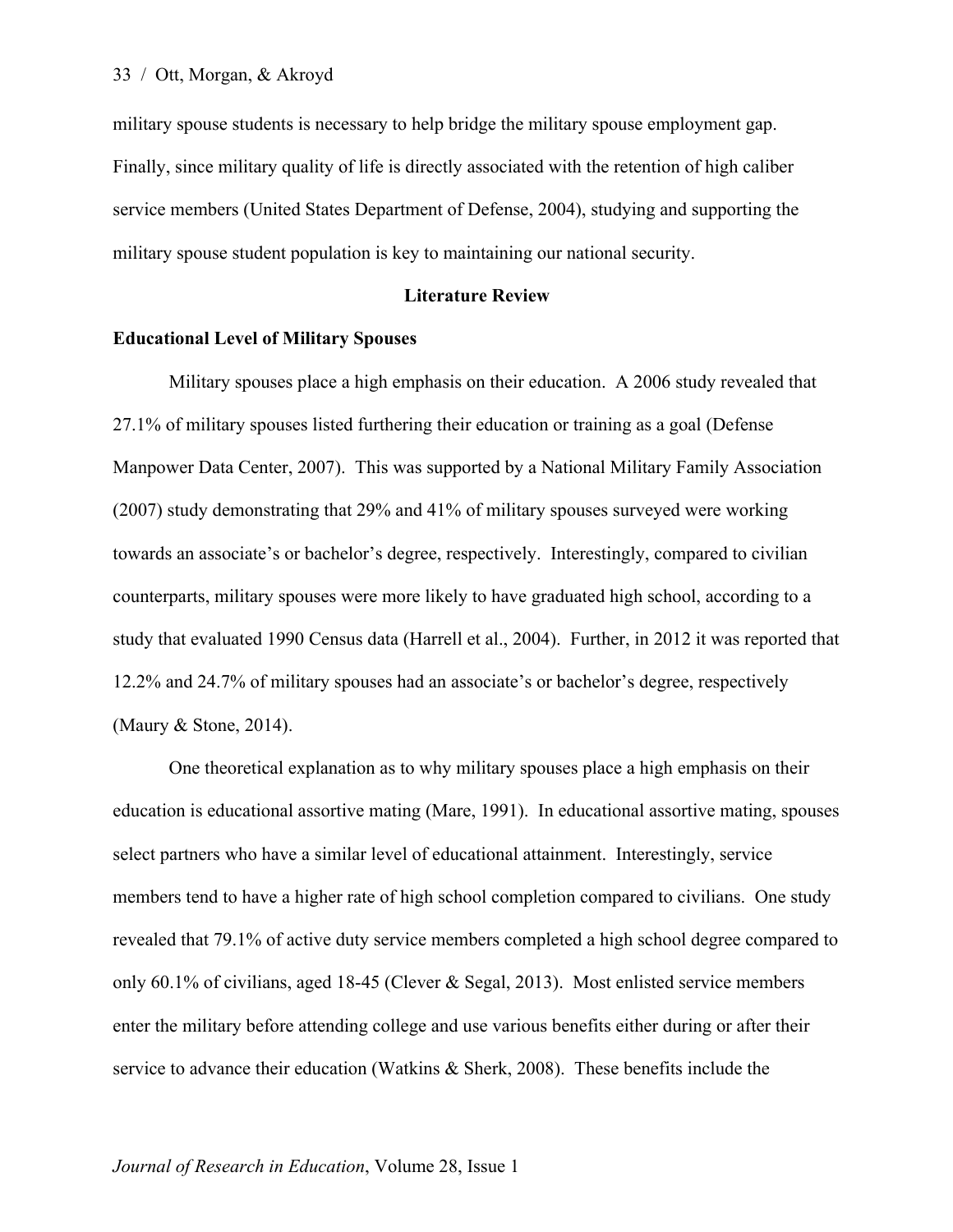military spouse students is necessary to help bridge the military spouse employment gap. Finally, since military quality of life is directly associated with the retention of high caliber service members (United States Department of Defense, 2004), studying and supporting the military spouse student population is key to maintaining our national security.

## Literature Review

### Educational Level of Military Spouses

Military spouses place a high emphasis on their education. A 2006 study revealed that 27.1% of military spouses listed furthering their education or training as a goal (Defense Manpower Data Center, 2007). This was supported by a National Military Family Association (2007) study demonstrating that 29% and 41% of military spouses surveyed were working towards an associate's or bachelor's degree, respectively. Interestingly, compared to civilian counterparts, military spouses were more likely to have graduated high school, according to a study that evaluated 1990 Census data (Harrell et al., 2004). Further, in 2012 it was reported that 12.2% and 24.7% of military spouses had an associate's or bachelor's degree, respectively (Maury & Stone, 2014).

One theoretical explanation as to why military spouses place a high emphasis on their education is educational assortive mating (Mare, 1991). In educational assortive mating, spouses select partners who have a similar level of educational attainment. Interestingly, service members tend to have a higher rate of high school completion compared to civilians. One study revealed that 79.1% of active duty service members completed a high school degree compared to only 60.1% of civilians, aged 18-45 (Clever & Segal, 2013). Most enlisted service members enter the military before attending college and use various benefits either during or after their service to advance their education (Watkins & Sherk, 2008). These benefits include the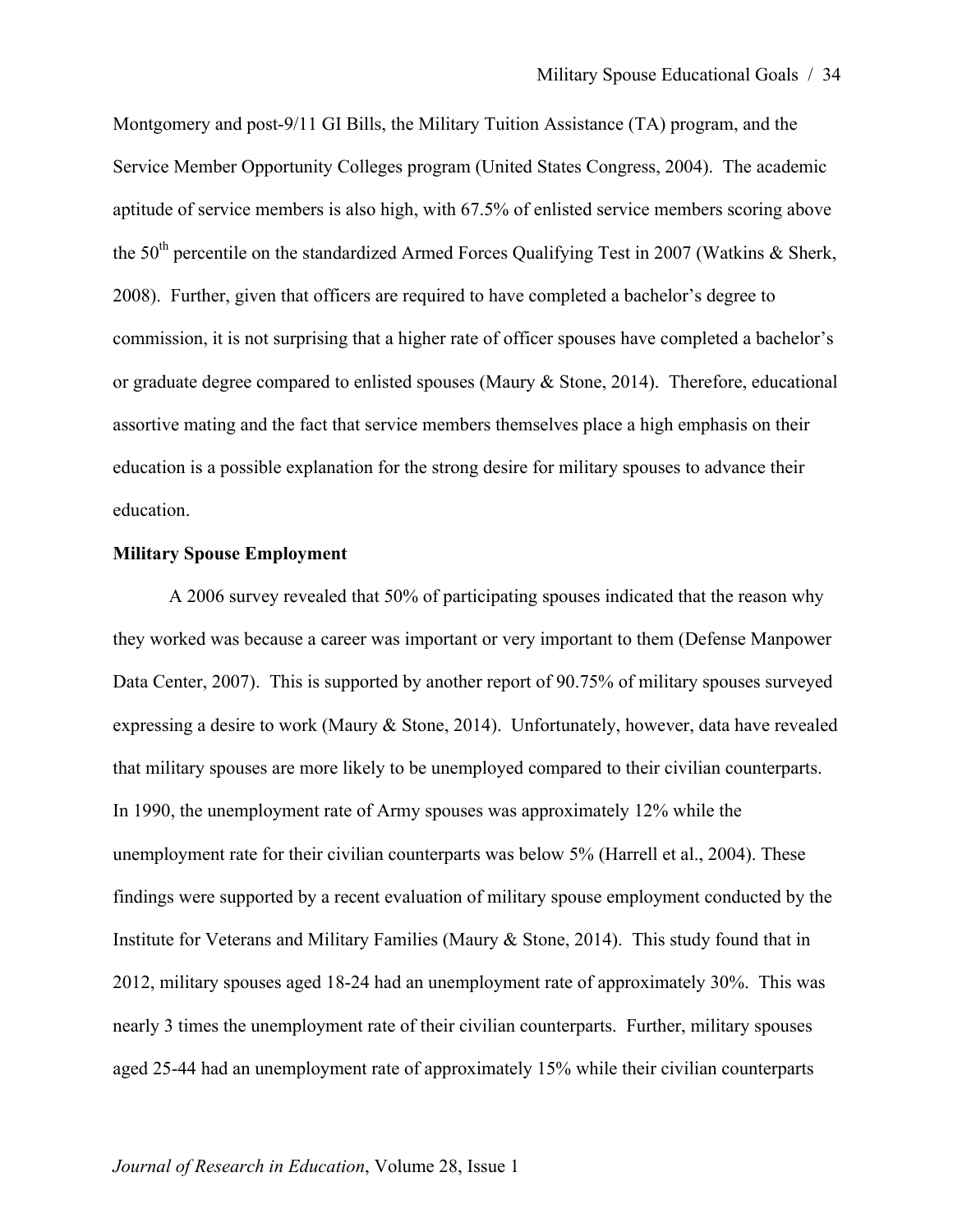Montgomery and post-9/11 GI Bills, the Military Tuition Assistance (TA) program, and the Service Member Opportunity Colleges program (United States Congress, 2004). The academic aptitude of service members is also high, with 67.5% of enlisted service members scoring above the 50$^{th}$ percentile on the standardized Armed Forces Qualifying Test in 2007 (Watkins & Sherk, 2008). Further, given that officers are required to have completed a bachelor's degree to commission, it is not surprising that a higher rate of officer spouses have completed a bachelor's or graduate degree compared to enlisted spouses (Maury & Stone, 2014). Therefore, educational assortive mating and the fact that service members themselves place a high emphasis on their education is a possible explanation for the strong desire for military spouses to advance their education.

**Military Spouse Employment**

A 2006 survey revealed that 50% of participating spouses indicated that the reason why they worked was because a career was important or very important to them (Defense Manpower Data Center, 2007). This is supported by another report of 90.75% of military spouses surveyed expressing a desire to work (Maury & Stone, 2014). Unfortunately, however, data have revealed that military spouses are more likely to be unemployed compared to their civilian counterparts. In 1990, the unemployment rate of Army spouses was approximately 12% while the unemployment rate for their civilian counterparts was below 5% (Harrell et al., 2004). These findings were supported by a recent evaluation of military spouse employment conducted by the Institute for Veterans and Military Families (Maury & Stone, 2014). This study found that in 2012, military spouses aged 18-24 had an unemployment rate of approximately 30%. This was nearly 3 times the unemployment rate of their civilian counterparts. Further, military spouses aged 25-44 had an unemployment rate of approximately 15% while their civilian counterparts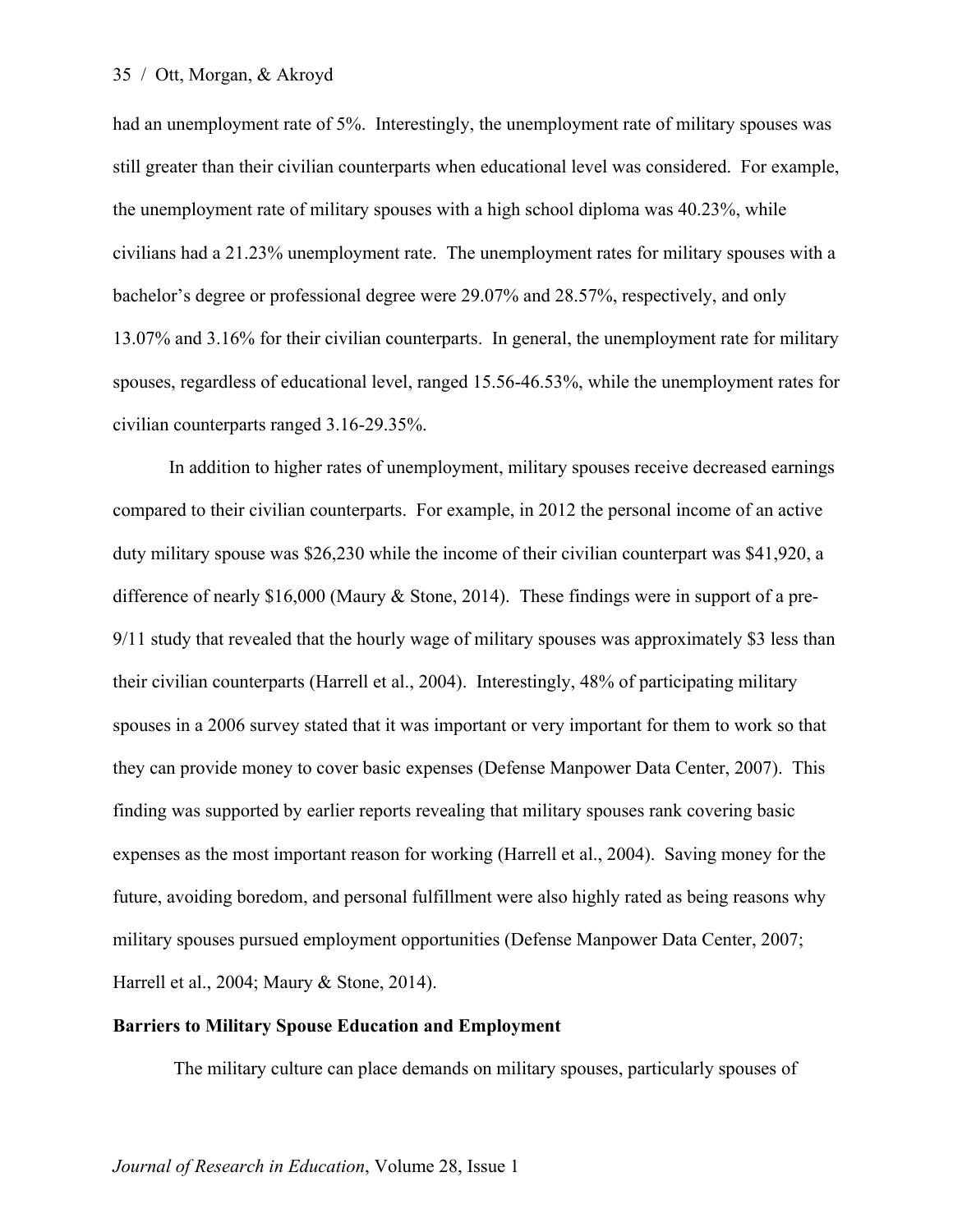had an unemployment rate of 5%. Interestingly, the unemployment rate of military spouses was still greater than their civilian counterparts when educational level was considered. For example, the unemployment rate of military spouses with a high school diploma was 40.23%, while civilians had a 21.23% unemployment rate. The unemployment rates for military spouses with a bachelor's degree or professional degree were 29.07% and 28.57%, respectively, and only 13.07% and 3.16% for their civilian counterparts. In general, the unemployment rate for military spouses, regardless of educational level, ranged 15.56-46.53%, while the unemployment rates for civilian counterparts ranged 3.16-29.35%.

In addition to higher rates of unemployment, military spouses receive decreased earnings compared to their civilian counterparts. For example, in 2012 the personal income of an active duty military spouse was $26,230 while the income of their civilian counterpart was $41,920, a difference of nearly $16,000 (Maury & Stone, 2014). These findings were in support of a pre-9/11 study that revealed that the hourly wage of military spouses was approximately $3 less than their civilian counterparts (Harrell et al., 2004). Interestingly, 48% of participating military spouses in a 2006 survey stated that it was important or very important for them to work so that they can provide money to cover basic expenses (Defense Manpower Data Center, 2007). This finding was supported by earlier reports revealing that military spouses rank covering basic expenses as the most important reason for working (Harrell et al., 2004). Saving money for the future, avoiding boredom, and personal fulfillment were also highly rated as being reasons why military spouses pursued employment opportunities (Defense Manpower Data Center, 2007; Harrell et al., 2004; Maury & Stone, 2014).

**Barriers to Military Spouse Education and Employment**

The military culture can place demands on military spouses, particularly spouses of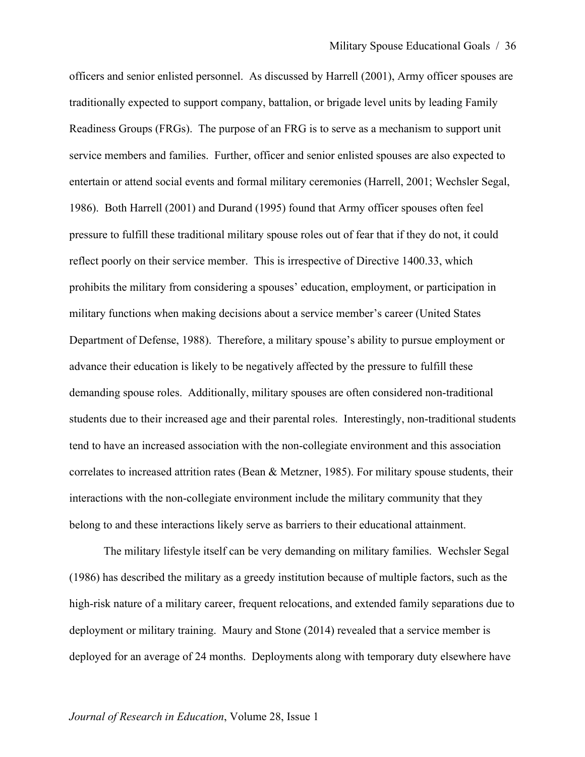officers and senior enlisted personnel. As discussed by Harrell (2001), Army officer spouses are traditionally expected to support company, battalion, or brigade level units by leading Family Readiness Groups (FRGs). The purpose of an FRG is to serve as a mechanism to support unit service members and families. Further, officer and senior enlisted spouses are also expected to entertain or attend social events and formal military ceremonies (Harrell, 2001; Wechsler Segal, 1986). Both Harrell (2001) and Durand (1995) found that Army officer spouses often feel pressure to fulfill these traditional military spouse roles out of fear that if they do not, it could reflect poorly on their service member. This is irrespective of Directive 1400.33, which prohibits the military from considering a spouses' education, employment, or participation in military functions when making decisions about a service member's career (United States Department of Defense, 1988). Therefore, a military spouse's ability to pursue employment or advance their education is likely to be negatively affected by the pressure to fulfill these demanding spouse roles. Additionally, military spouses are often considered non-traditional students due to their increased age and their parental roles. Interestingly, non-traditional students tend to have an increased association with the non-collegiate environment and this association correlates to increased attrition rates (Bean & Metzner, 1985). For military spouse students, their interactions with the non-collegiate environment include the military community that they belong to and these interactions likely serve as barriers to their educational attainment.

The military lifestyle itself can be very demanding on military families. Wechsler Segal (1986) has described the military as a greedy institution because of multiple factors, such as the high-risk nature of a military career, frequent relocations, and extended family separations due to deployment or military training. Maury and Stone (2014) revealed that a service member is deployed for an average of 24 months. Deployments along with temporary duty elsewhere have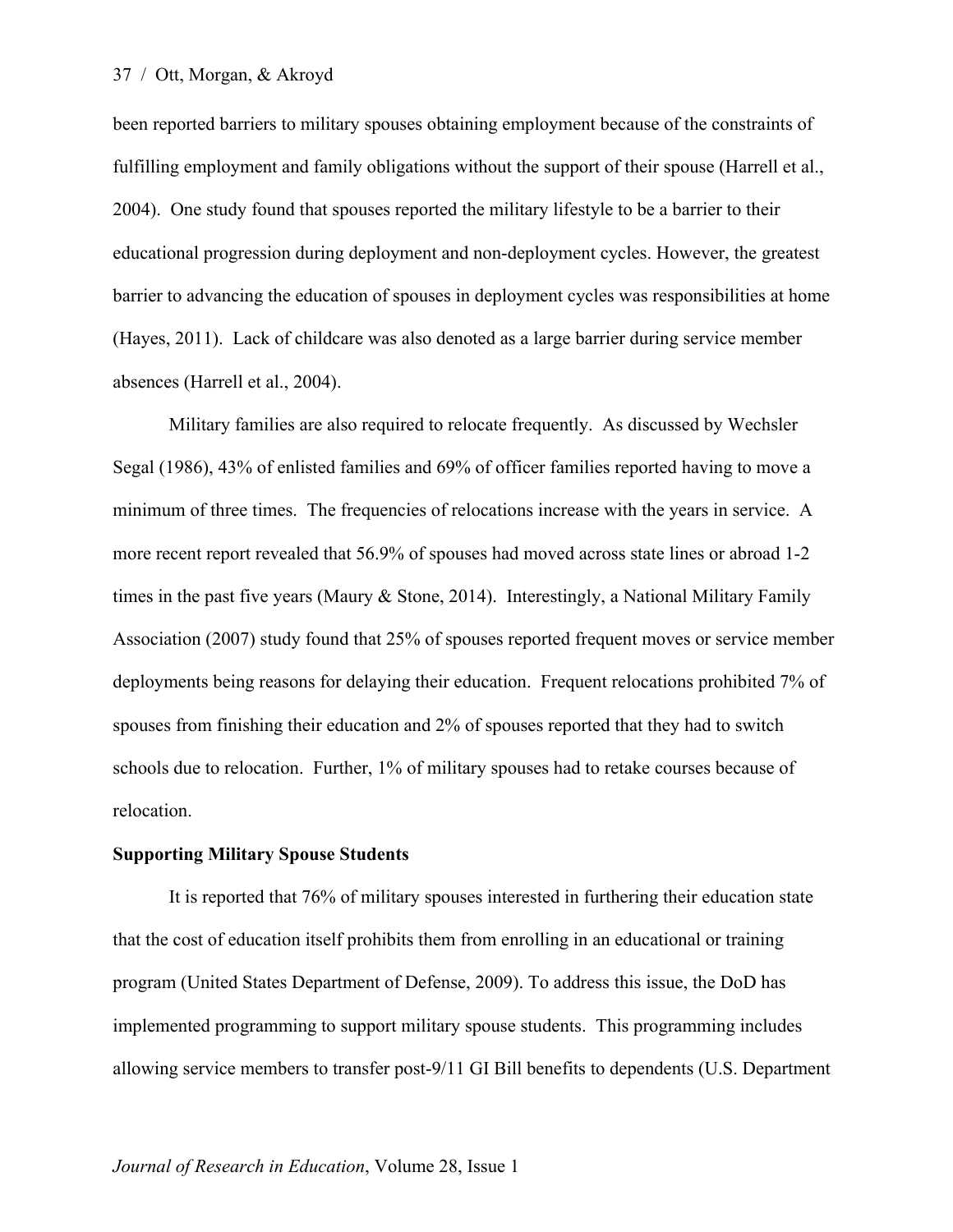been reported barriers to military spouses obtaining employment because of the constraints of fulfilling employment and family obligations without the support of their spouse (Harrell et al., 2004). One study found that spouses reported the military lifestyle to be a barrier to their educational progression during deployment and non-deployment cycles. However, the greatest barrier to advancing the education of spouses in deployment cycles was responsibilities at home (Hayes, 2011). Lack of childcare was also denoted as a large barrier during service member absences (Harrell et al., 2004).

Military families are also required to relocate frequently. As discussed by Wechsler Segal (1986), 43% of enlisted families and 69% of officer families reported having to move a minimum of three times. The frequencies of relocations increase with the years in service. A more recent report revealed that 56.9% of spouses had moved across state lines or abroad 1-2 times in the past five years (Maury & Stone, 2014). Interestingly, a National Military Family Association (2007) study found that 25% of spouses reported frequent moves or service member deployments being reasons for delaying their education. Frequent relocations prohibited 7% of spouses from finishing their education and 2% of spouses reported that they had to switch schools due to relocation. Further, 1% of military spouses had to retake courses because of relocation.

**Supporting Military Spouse Students**

It is reported that 76% of military spouses interested in furthering their education state that the cost of education itself prohibits them from enrolling in an educational or training program (United States Department of Defense, 2009). To address this issue, the DoD has implemented programming to support military spouse students. This programming includes allowing service members to transfer post-9/11 GI Bill benefits to dependents (U.S. Department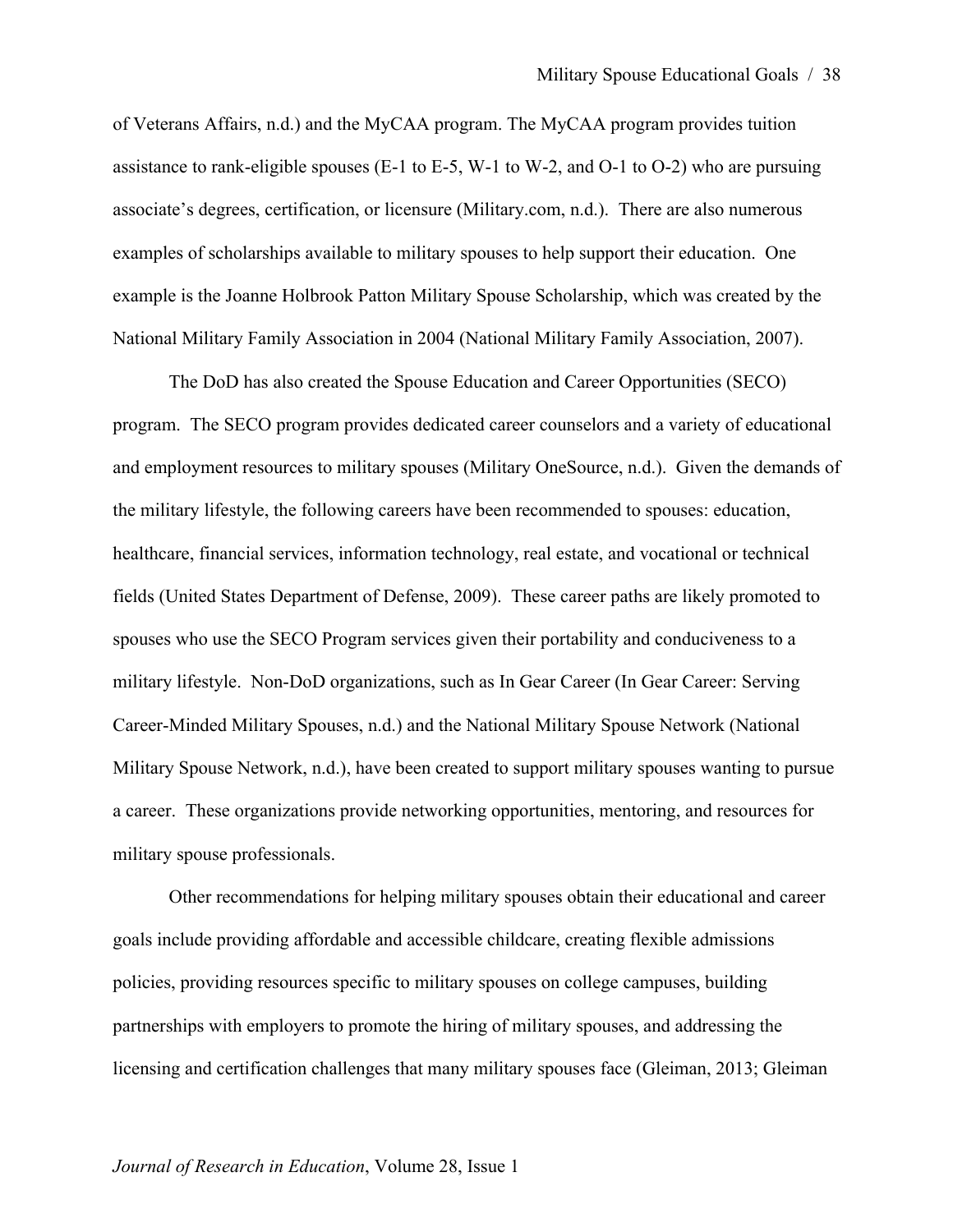of Veterans Affairs, n.d.) and the MyCAA program. The MyCAA program provides tuition assistance to rank-eligible spouses (E-1 to E-5, W-1 to W-2, and O-1 to O-2) who are pursuing associate's degrees, certification, or licensure (Military.com, n.d.). There are also numerous examples of scholarships available to military spouses to help support their education. One example is the Joanne Holbrook Patton Military Spouse Scholarship, which was created by the National Military Family Association in 2004 (National Military Family Association, 2007).

The DoD has also created the Spouse Education and Career Opportunities (SECO) program. The SECO program provides dedicated career counselors and a variety of educational and employment resources to military spouses (Military OneSource, n.d.). Given the demands of the military lifestyle, the following careers have been recommended to spouses: education, healthcare, financial services, information technology, real estate, and vocational or technical fields (United States Department of Defense, 2009). These career paths are likely promoted to spouses who use the SECO Program services given their portability and conduciveness to a military lifestyle. Non-DoD organizations, such as In Gear Career (In Gear Career: Serving Career-Minded Military Spouses, n.d.) and the National Military Spouse Network (National Military Spouse Network, n.d.), have been created to support military spouses wanting to pursue a career. These organizations provide networking opportunities, mentoring, and resources for military spouse professionals.

Other recommendations for helping military spouses obtain their educational and career goals include providing affordable and accessible childcare, creating flexible admissions policies, providing resources specific to military spouses on college campuses, building partnerships with employers to promote the hiring of military spouses, and addressing the licensing and certification challenges that many military spouses face (Gleiman, 2013; Gleiman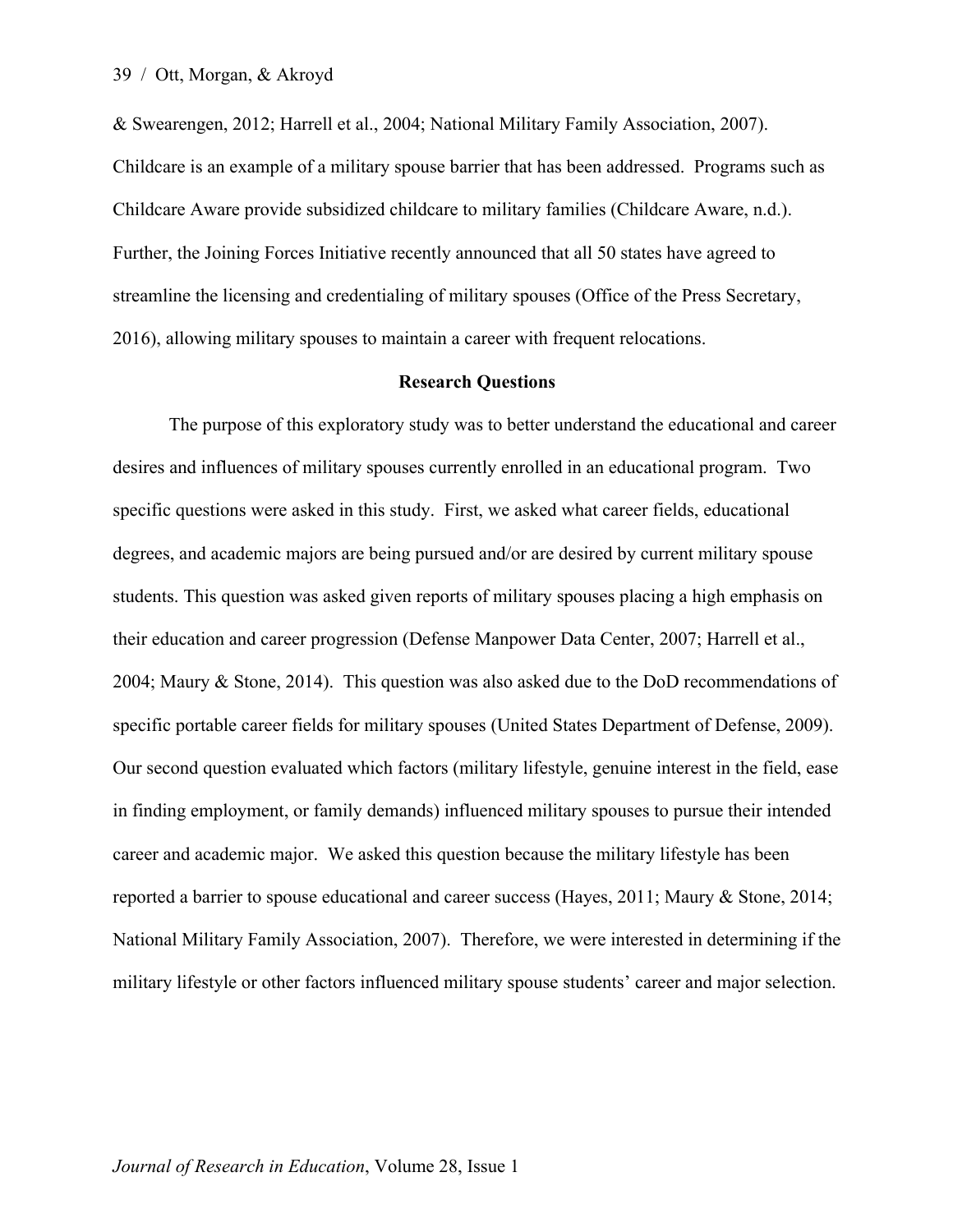& Swearengen, 2012; Harrell et al., 2004; National Military Family Association, 2007). Childcare is an example of a military spouse barrier that has been addressed. Programs such as Childcare Aware provide subsidized childcare to military families (Childcare Aware, n.d.). Further, the Joining Forces Initiative recently announced that all 50 states have agreed to streamline the licensing and credentialing of military spouses (Office of the Press Secretary, 2016), allowing military spouses to maintain a career with frequent relocations.

## Research Questions

The purpose of this exploratory study was to better understand the educational and career desires and influences of military spouses currently enrolled in an educational program. Two specific questions were asked in this study. First, we asked what career fields, educational degrees, and academic majors are being pursued and/or are desired by current military spouse students. This question was asked given reports of military spouses placing a high emphasis on their education and career progression (Defense Manpower Data Center, 2007; Harrell et al., 2004; Maury & Stone, 2014). This question was also asked due to the DoD recommendations of specific portable career fields for military spouses (United States Department of Defense, 2009). Our second question evaluated which factors (military lifestyle, genuine interest in the field, ease in finding employment, or family demands) influenced military spouses to pursue their intended career and academic major. We asked this question because the military lifestyle has been reported a barrier to spouse educational and career success (Hayes, 2011; Maury & Stone, 2014; National Military Family Association, 2007). Therefore, we were interested in determining if the military lifestyle or other factors influenced military spouse students' career and major selection.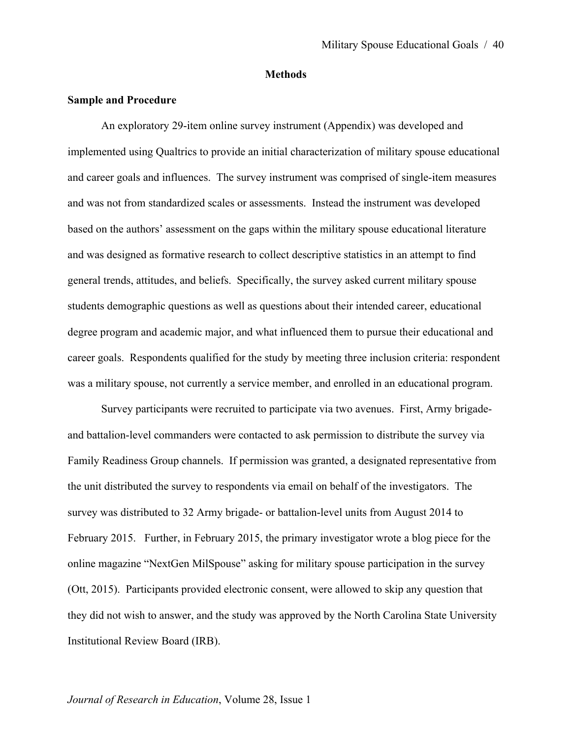## Methods

### Sample and Procedure

An exploratory 29-item online survey instrument (Appendix) was developed and implemented using Qualtrics to provide an initial characterization of military spouse educational and career goals and influences. The survey instrument was comprised of single-item measures and was not from standardized scales or assessments. Instead the instrument was developed based on the authors' assessment on the gaps within the military spouse educational literature and was designed as formative research to collect descriptive statistics in an attempt to find general trends, attitudes, and beliefs. Specifically, the survey asked current military spouse students demographic questions as well as questions about their intended career, educational degree program and academic major, and what influenced them to pursue their educational and career goals. Respondents qualified for the study by meeting three inclusion criteria: respondent was a military spouse, not currently a service member, and enrolled in an educational program.

Survey participants were recruited to participate via two avenues. First, Army brigade- and battalion-level commanders were contacted to ask permission to distribute the survey via Family Readiness Group channels. If permission was granted, a designated representative from the unit distributed the survey to respondents via email on behalf of the investigators. The survey was distributed to 32 Army brigade- or battalion-level units from August 2014 to February 2015. Further, in February 2015, the primary investigator wrote a blog piece for the online magazine "NextGen MilSpouse" asking for military spouse participation in the survey (Ott, 2015). Participants provided electronic consent, were allowed to skip any question that they did not wish to answer, and the study was approved by the North Carolina State University Institutional Review Board (IRB).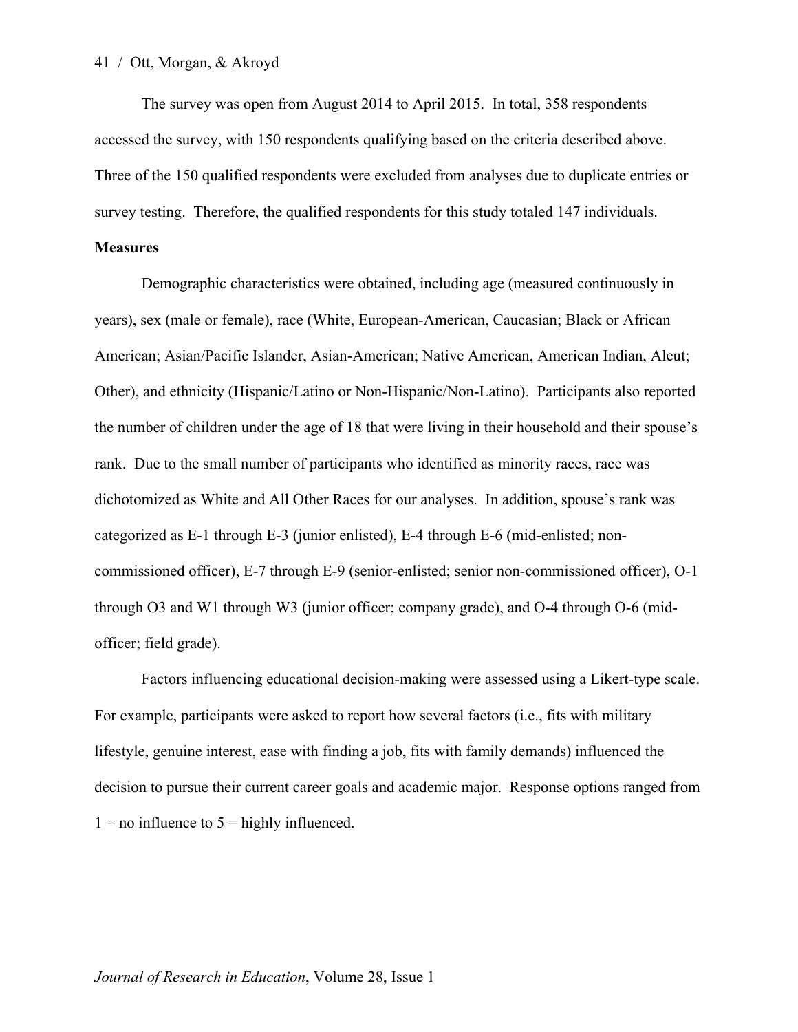The survey was open from August 2014 to April 2015. In total, 358 respondents accessed the survey, with 150 respondents qualifying based on the criteria described above. Three of the 150 qualified respondents were excluded from analyses due to duplicate entries or survey testing. Therefore, the qualified respondents for this study totaled 147 individuals.

**Measures**

Demographic characteristics were obtained, including age (measured continuously in years), sex (male or female), race (White, European-American, Caucasian; Black or African American; Asian/Pacific Islander, Asian-American; Native American, American Indian, Aleut; Other), and ethnicity (Hispanic/Latino or Non-Hispanic/Non-Latino). Participants also reported the number of children under the age of 18 that were living in their household and their spouse's rank. Due to the small number of participants who identified as minority races, race was dichotomized as White and All Other Races for our analyses. In addition, spouse's rank was categorized as E-1 through E-3 (junior enlisted), E-4 through E-6 (mid-enlisted; non-commissioned officer), E-7 through E-9 (senior-enlisted; senior non-commissioned officer), O-1 through O3 and W1 through W3 (junior officer; company grade), and O-4 through O-6 (mid-officer; field grade).

Factors influencing educational decision-making were assessed using a Likert-type scale. For example, participants were asked to report how several factors (i.e., fits with military lifestyle, genuine interest, ease with finding a job, fits with family demands) influenced the decision to pursue their current career goals and academic major. Response options ranged from 1 = no influence to 5 = highly influenced.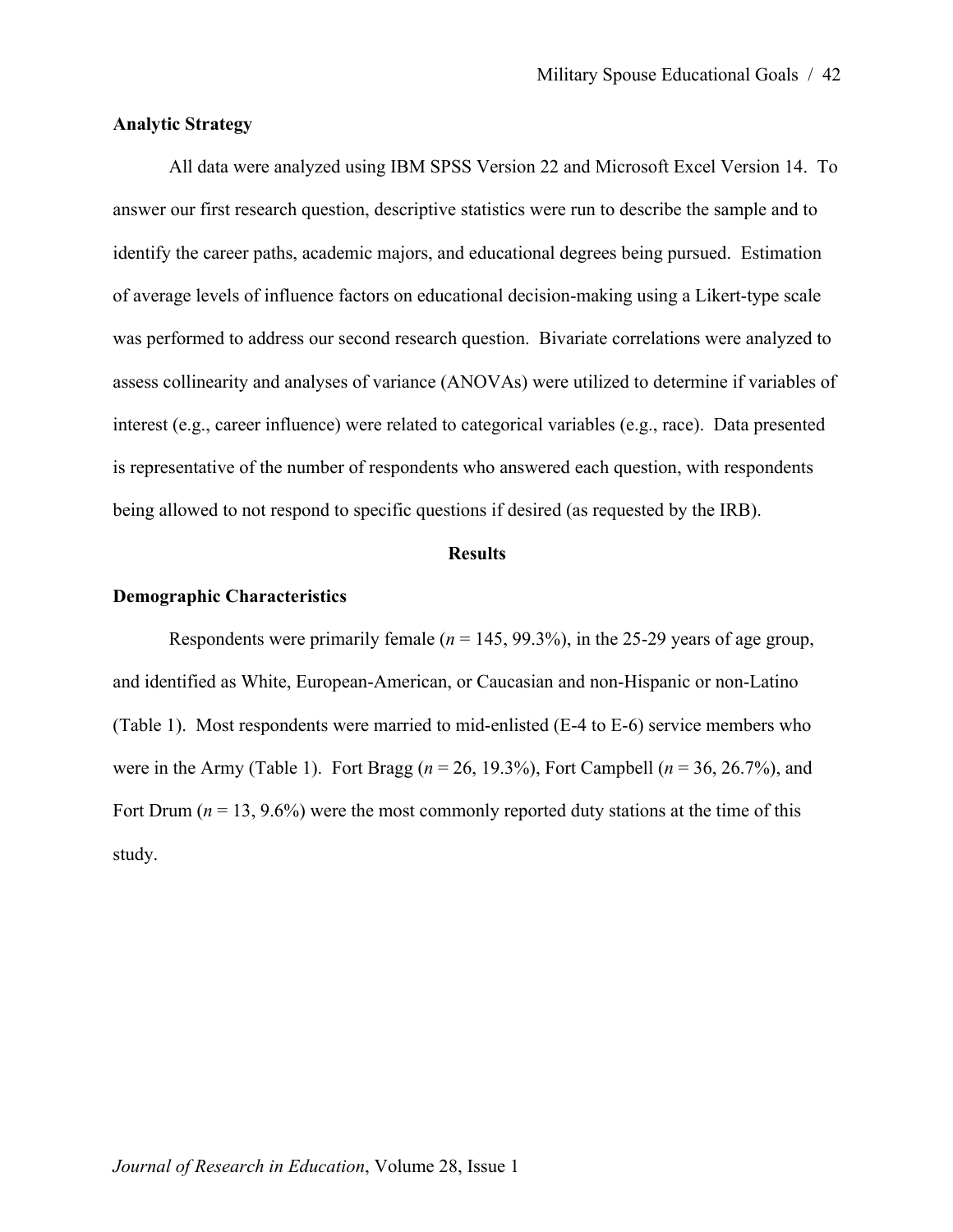**Analytic Strategy**

All data were analyzed using IBM SPSS Version 22 and Microsoft Excel Version 14. To answer our first research question, descriptive statistics were run to describe the sample and to identify the career paths, academic majors, and educational degrees being pursued. Estimation of average levels of influence factors on educational decision-making using a Likert-type scale was performed to address our second research question. Bivariate correlations were analyzed to assess collinearity and analyses of variance (ANOVAs) were utilized to determine if variables of interest (e.g., career influence) were related to categorical variables (e.g., race). Data presented is representative of the number of respondents who answered each question, with respondents being allowed to not respond to specific questions if desired (as requested by the IRB).

## Results

**Demographic Characteristics**

Respondents were primarily female ($n$ = 145, 99.3%), in the 25-29 years of age group, and identified as White, European-American, or Caucasian and non-Hispanic or non-Latino (Table 1). Most respondents were married to mid-enlisted (E-4 to E-6) service members who were in the Army (Table 1). Fort Bragg ($n$ = 26, 19.3%), Fort Campbell ($n$ = 36, 26.7%), and Fort Drum ($n$ = 13, 9.6%) were the most commonly reported duty stations at the time of this study.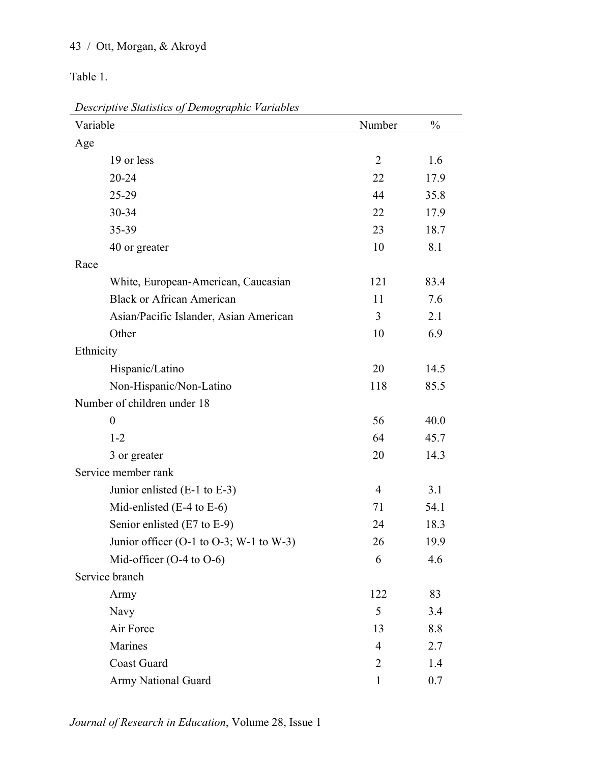Table 1.

*Descriptive Statistics of Demographic Variables*

| Variable | Number | % |
|---|---|---|
| Age | | |
| 19 or less | 2 | 1.6 |
| 20-24 | 22 | 17.9 |
| 25-29 | 44 | 35.8 |
| 30-34 | 22 | 17.9 |
| 35-39 | 23 | 18.7 |
| 40 or greater | 10 | 8.1 |
| Race | | |
| White, European-American, Caucasian | 121 | 83.4 |
| Black or African American | 11 | 7.6 |
| Asian/Pacific Islander, Asian American | 3 | 2.1 |
| Other | 10 | 6.9 |
| Ethnicity | | |
| Hispanic/Latino | 20 | 14.5 |
| Non-Hispanic/Non-Latino | 118 | 85.5 |
| Number of children under 18 | | |
| 0 | 56 | 40.0 |
| 1-2 | 64 | 45.7 |
| 3 or greater | 20 | 14.3 |
| Service member rank | | |
| Junior enlisted (E-1 to E-3) | 4 | 3.1 |
| Mid-enlisted (E-4 to E-6) | 71 | 54.1 |
| Senior enlisted (E7 to E-9) | 24 | 18.3 |
| Junior officer (O-1 to O-3; W-1 to W-3) | 26 | 19.9 |
| Mid-officer (O-4 to O-6) | 6 | 4.6 |
| Service branch | | |
| Army | 122 | 83 |
| Navy | 5 | 3.4 |
| Air Force | 13 | 8.8 |
| Marines | 4 | 2.7 |
| Coast Guard | 2 | 1.4 |
| Army National Guard | 1 | 0.7 |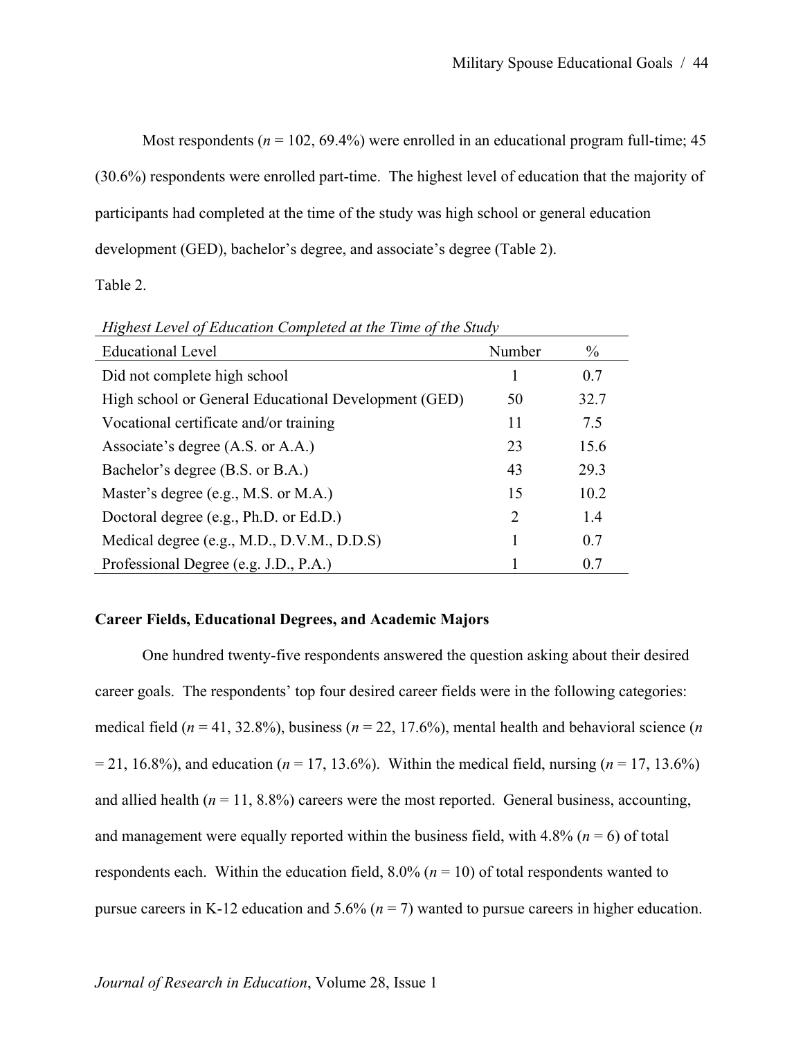Most respondents (*n* = 102, 69.4%) were enrolled in an educational program full-time; 45 (30.6%) respondents were enrolled part-time. The highest level of education that the majority of participants had completed at the time of the study was high school or general education development (GED), bachelor's degree, and associate's degree (Table 2).

Table 2.

*Highest Level of Education Completed at the Time of the Study*

| Educational Level | Number | % |
|---|---|---|
| Did not complete high school | 1 | 0.7 |
| High school or General Educational Development (GED) | 50 | 32.7 |
| Vocational certificate and/or training | 11 | 7.5 |
| Associate's degree (A.S. or A.A.) | 23 | 15.6 |
| Bachelor's degree (B.S. or B.A.) | 43 | 29.3 |
| Master's degree (e.g., M.S. or M.A.) | 15 | 10.2 |
| Doctoral degree (e.g., Ph.D. or Ed.D.) | 2 | 1.4 |
| Medical degree (e.g., M.D., D.V.M., D.D.S) | 1 | 0.7 |
| Professional Degree (e.g. J.D., P.A.) | 1 | 0.7 |

**Career Fields, Educational Degrees, and Academic Majors**

One hundred twenty-five respondents answered the question asking about their desired career goals. The respondents' top four desired career fields were in the following categories: medical field (*n* = 41, 32.8%), business (*n* = 22, 17.6%), mental health and behavioral science (*n* = 21, 16.8%), and education (*n* = 17, 13.6%). Within the medical field, nursing (*n* = 17, 13.6%) and allied health (*n* = 11, 8.8%) careers were the most reported. General business, accounting, and management were equally reported within the business field, with 4.8% (*n* = 6) of total respondents each. Within the education field, 8.0% (*n* = 10) of total respondents wanted to pursue careers in K-12 education and 5.6% (*n* = 7) wanted to pursue careers in higher education.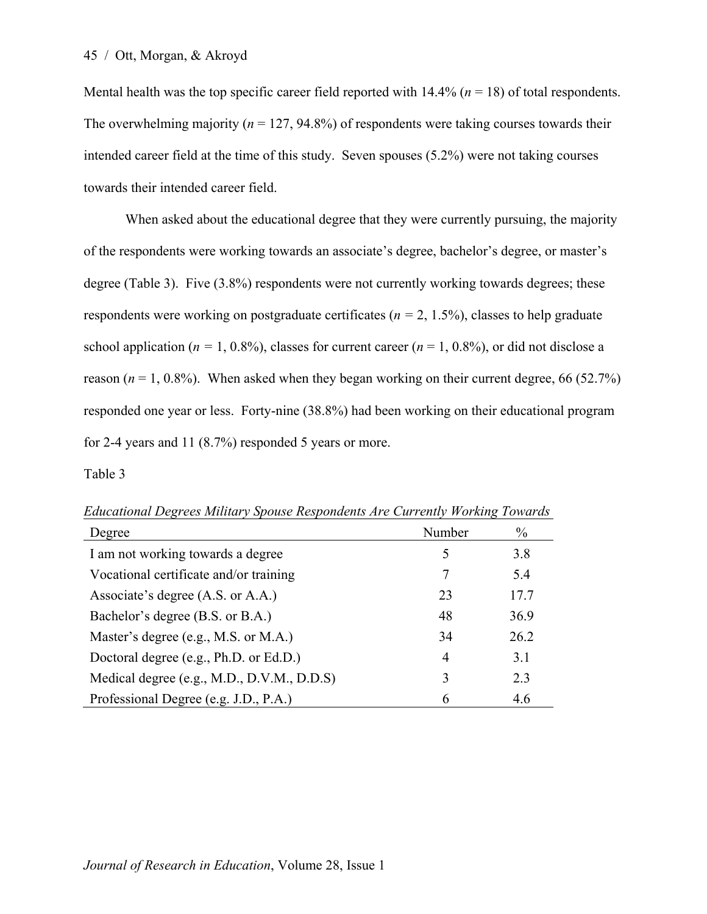Mental health was the top specific career field reported with 14.4% (*n* = 18) of total respondents. The overwhelming majority (*n* = 127, 94.8%) of respondents were taking courses towards their intended career field at the time of this study. Seven spouses (5.2%) were not taking courses towards their intended career field.

When asked about the educational degree that they were currently pursuing, the majority of the respondents were working towards an associate's degree, bachelor's degree, or master's degree (Table 3). Five (3.8%) respondents were not currently working towards degrees; these respondents were working on postgraduate certificates (*n* = 2, 1.5%), classes to help graduate school application (*n* = 1, 0.8%), classes for current career (*n* = 1, 0.8%), or did not disclose a reason (*n* = 1, 0.8%). When asked when they began working on their current degree, 66 (52.7%) responded one year or less. Forty-nine (38.8%) had been working on their educational program for 2-4 years and 11 (8.7%) responded 5 years or more.

Table 3

*Educational Degrees Military Spouse Respondents Are Currently Working Towards*

| Degree | Number | % |
|---|---|---|
| I am not working towards a degree | 5 | 3.8 |
| Vocational certificate and/or training | 7 | 5.4 |
| Associate's degree (A.S. or A.A.) | 23 | 17.7 |
| Bachelor's degree (B.S. or B.A.) | 48 | 36.9 |
| Master's degree (e.g., M.S. or M.A.) | 34 | 26.2 |
| Doctoral degree (e.g., Ph.D. or Ed.D.) | 4 | 3.1 |
| Medical degree (e.g., M.D., D.V.M., D.D.S) | 3 | 2.3 |
| Professional Degree (e.g. J.D., P.A.) | 6 | 4.6 |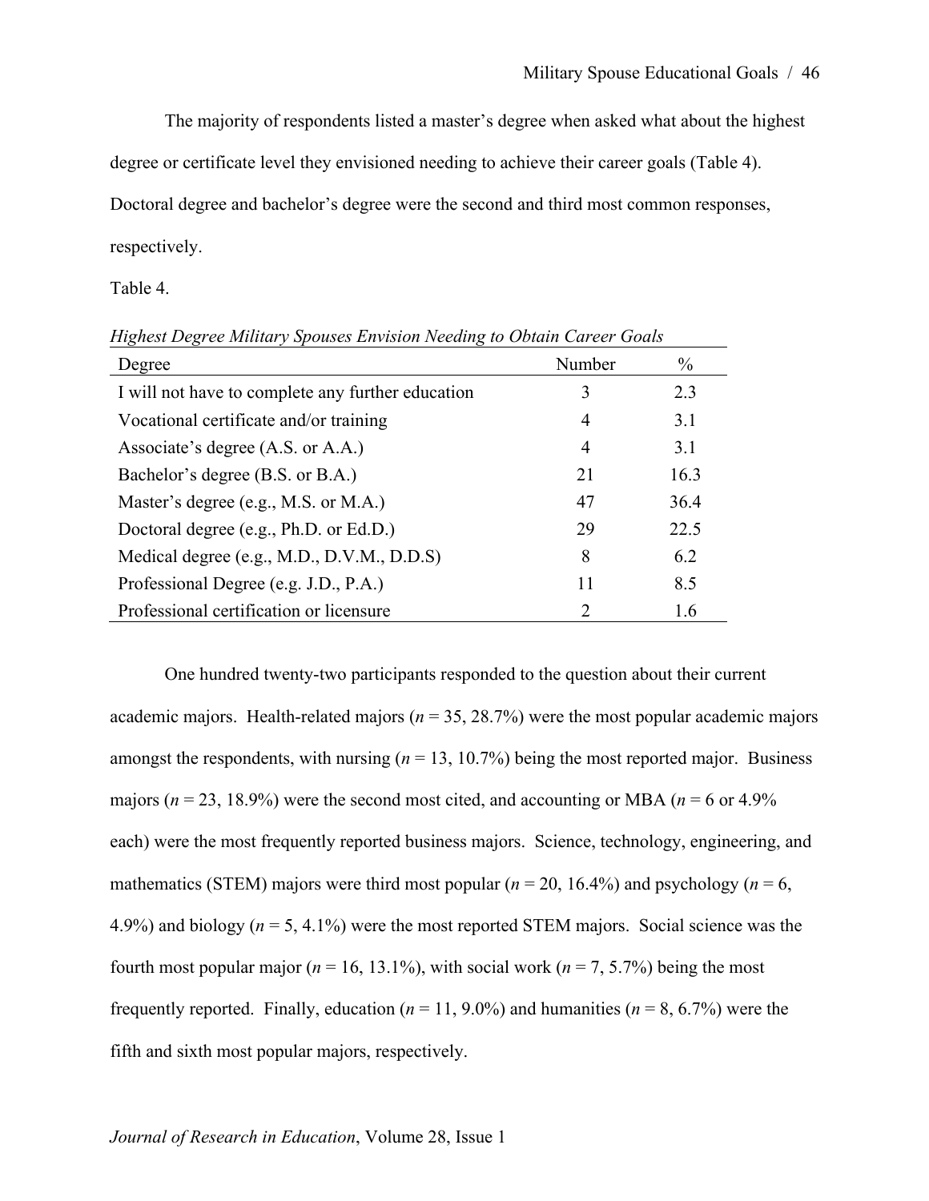The majority of respondents listed a master's degree when asked what about the highest degree or certificate level they envisioned needing to achieve their career goals (Table 4). Doctoral degree and bachelor's degree were the second and third most common responses, respectively.

Table 4.

*Highest Degree Military Spouses Envision Needing to Obtain Career Goals*

| Degree | Number | % |
|---|---|---|
| I will not have to complete any further education | 3 | 2.3 |
| Vocational certificate and/or training | 4 | 3.1 |
| Associate's degree (A.S. or A.A.) | 4 | 3.1 |
| Bachelor's degree (B.S. or B.A.) | 21 | 16.3 |
| Master's degree (e.g., M.S. or M.A.) | 47 | 36.4 |
| Doctoral degree (e.g., Ph.D. or Ed.D.) | 29 | 22.5 |
| Medical degree (e.g., M.D., D.V.M., D.D.S) | 8 | 6.2 |
| Professional Degree (e.g. J.D., P.A.) | 11 | 8.5 |
| Professional certification or licensure | 2 | 1.6 |

One hundred twenty-two participants responded to the question about their current academic majors. Health-related majors ($n$ = 35, 28.7%) were the most popular academic majors amongst the respondents, with nursing ($n$ = 13, 10.7%) being the most reported major. Business majors ($n$ = 23, 18.9%) were the second most cited, and accounting or MBA ($n$ = 6 or 4.9% each) were the most frequently reported business majors. Science, technology, engineering, and mathematics (STEM) majors were third most popular ($n$ = 20, 16.4%) and psychology ($n$ = 6, 4.9%) and biology ($n$ = 5, 4.1%) were the most reported STEM majors. Social science was the fourth most popular major ($n$ = 16, 13.1%), with social work ($n$ = 7, 5.7%) being the most frequently reported. Finally, education ($n$ = 11, 9.0%) and humanities ($n$ = 8, 6.7%) were the fifth and sixth most popular majors, respectively.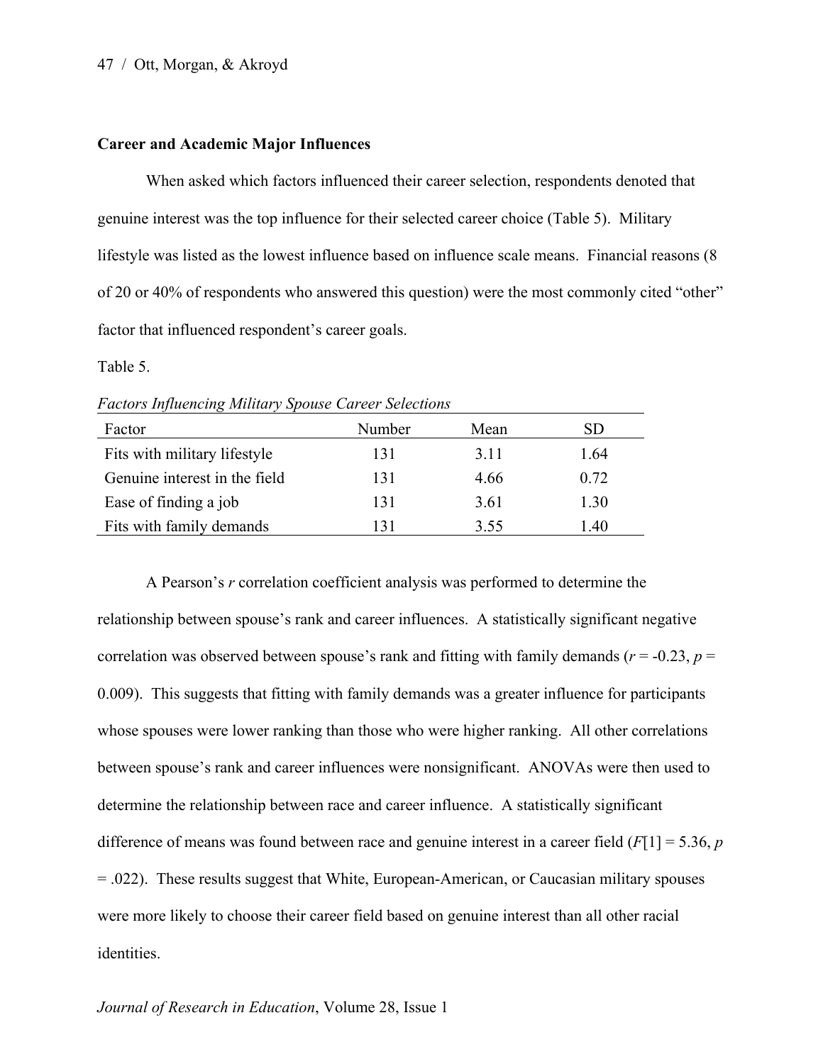### Career and Academic Major Influences

When asked which factors influenced their career selection, respondents denoted that genuine interest was the top influence for their selected career choice (Table 5). Military lifestyle was listed as the lowest influence based on influence scale means. Financial reasons (8 of 20 or 40% of respondents who answered this question) were the most commonly cited "other" factor that influenced respondent's career goals.

Table 5.

*Factors Influencing Military Spouse Career Selections*

| Factor | Number | Mean | SD |
|---|---|---|---|
| Fits with military lifestyle | 131 | 3.11 | 1.64 |
| Genuine interest in the field | 131 | 4.66 | 0.72 |
| Ease of finding a job | 131 | 3.61 | 1.30 |
| Fits with family demands | 131 | 3.55 | 1.40 |

A Pearson's *r* correlation coefficient analysis was performed to determine the relationship between spouse's rank and career influences. A statistically significant negative correlation was observed between spouse's rank and fitting with family demands ($r = -0.23$, $p = 0.009$). This suggests that fitting with family demands was a greater influence for participants whose spouses were lower ranking than those who were higher ranking. All other correlations between spouse's rank and career influences were nonsignificant. ANOVAs were then used to determine the relationship between race and career influence. A statistically significant difference of means was found between race and genuine interest in a career field ($F[1] = 5.36$, $p = .022$). These results suggest that White, European-American, or Caucasian military spouses were more likely to choose their career field based on genuine interest than all other racial identities.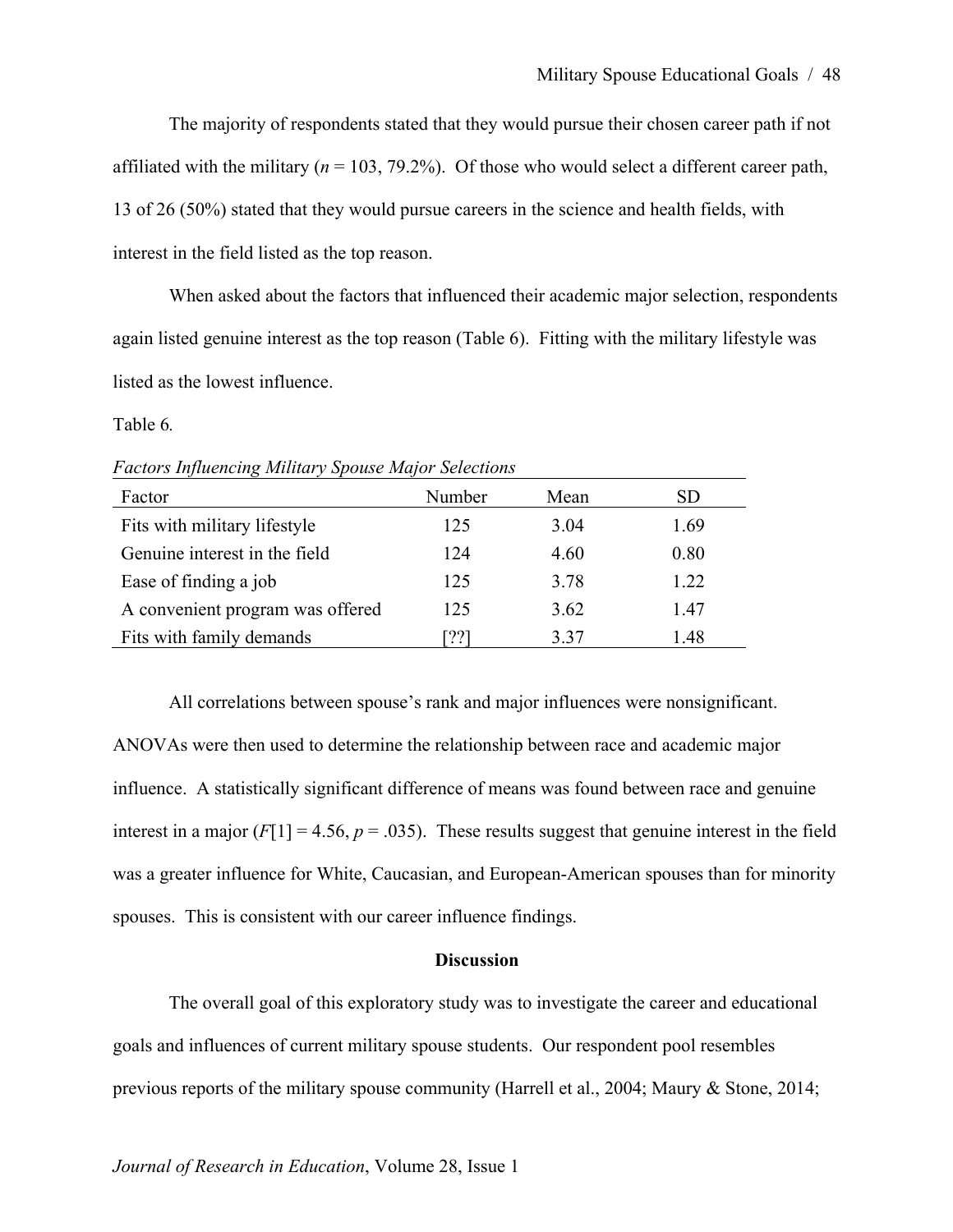The majority of respondents stated that they would pursue their chosen career path if not affiliated with the military ($n$ = 103, 79.2%). Of those who would select a different career path, 13 of 26 (50%) stated that they would pursue careers in the science and health fields, with interest in the field listed as the top reason.

When asked about the factors that influenced their academic major selection, respondents again listed genuine interest as the top reason (Table 6). Fitting with the military lifestyle was listed as the lowest influence.

Table 6.

*Factors Influencing Military Spouse Major Selections*

| Factor | Number | Mean | SD |
|---|---|---|---|
| Fits with military lifestyle | 125 | 3.04 | 1.69 |
| Genuine interest in the field | 124 | 4.60 | 0.80 |
| Ease of finding a job | 125 | 3.78 | 1.22 |
| A convenient program was offered | 125 | 3.62 | 1.47 |
| Fits with family demands | [??] | 3.37 | 1.48 |

All correlations between spouse's rank and major influences were nonsignificant. ANOVAs were then used to determine the relationship between race and academic major influence. A statistically significant difference of means was found between race and genuine interest in a major ($F[1] = 4.56$, $p = .035$). These results suggest that genuine interest in the field was a greater influence for White, Caucasian, and European-American spouses than for minority spouses. This is consistent with our career influence findings.

## Discussion

The overall goal of this exploratory study was to investigate the career and educational goals and influences of current military spouse students. Our respondent pool resembles previous reports of the military spouse community (Harrell et al., 2004; Maury & Stone, 2014;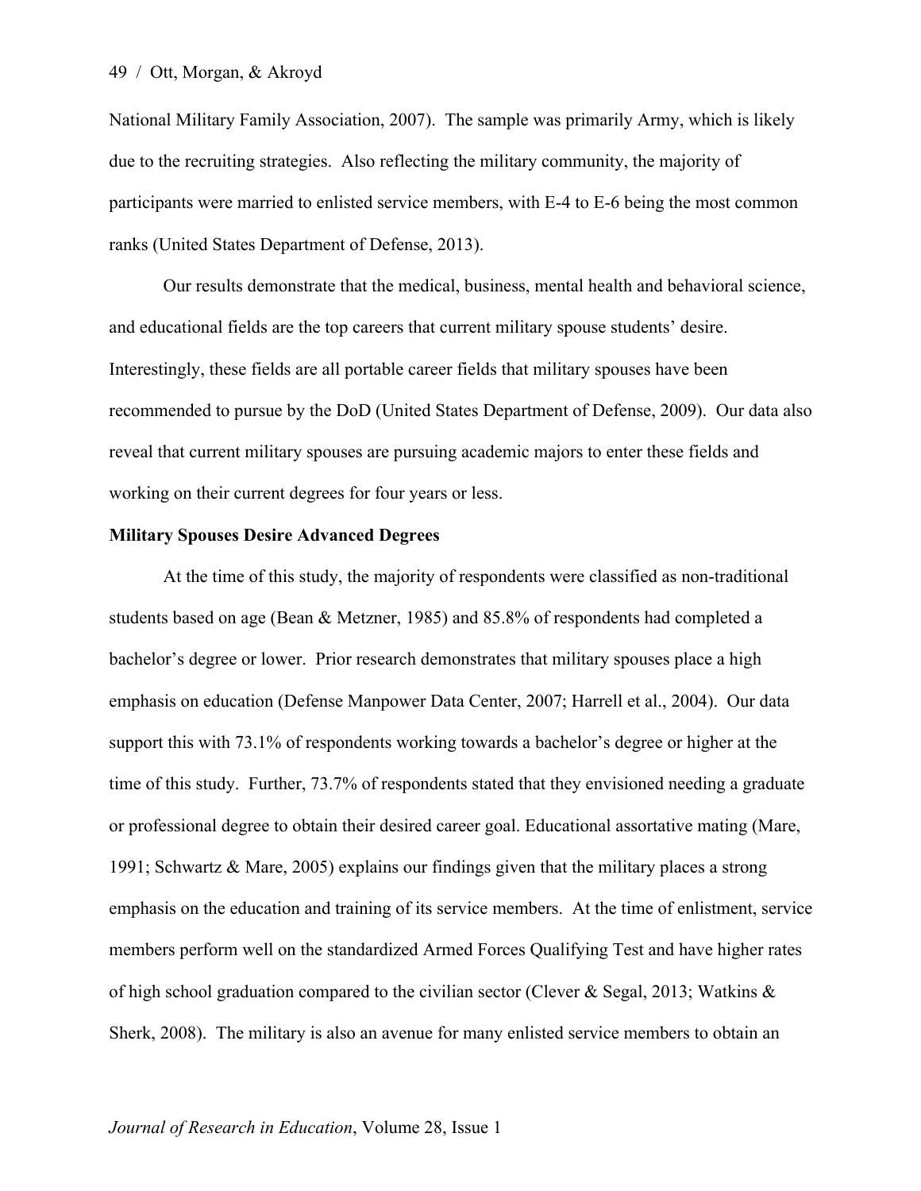National Military Family Association, 2007). The sample was primarily Army, which is likely due to the recruiting strategies. Also reflecting the military community, the majority of participants were married to enlisted service members, with E-4 to E-6 being the most common ranks (United States Department of Defense, 2013).

Our results demonstrate that the medical, business, mental health and behavioral science, and educational fields are the top careers that current military spouse students' desire. Interestingly, these fields are all portable career fields that military spouses have been recommended to pursue by the DoD (United States Department of Defense, 2009). Our data also reveal that current military spouses are pursuing academic majors to enter these fields and working on their current degrees for four years or less.

**Military Spouses Desire Advanced Degrees**

At the time of this study, the majority of respondents were classified as non-traditional students based on age (Bean & Metzner, 1985) and 85.8% of respondents had completed a bachelor's degree or lower. Prior research demonstrates that military spouses place a high emphasis on education (Defense Manpower Data Center, 2007; Harrell et al., 2004). Our data support this with 73.1% of respondents working towards a bachelor's degree or higher at the time of this study. Further, 73.7% of respondents stated that they envisioned needing a graduate or professional degree to obtain their desired career goal. Educational assortative mating (Mare, 1991; Schwartz & Mare, 2005) explains our findings given that the military places a strong emphasis on the education and training of its service members. At the time of enlistment, service members perform well on the standardized Armed Forces Qualifying Test and have higher rates of high school graduation compared to the civilian sector (Clever & Segal, 2013; Watkins & Sherk, 2008). The military is also an avenue for many enlisted service members to obtain an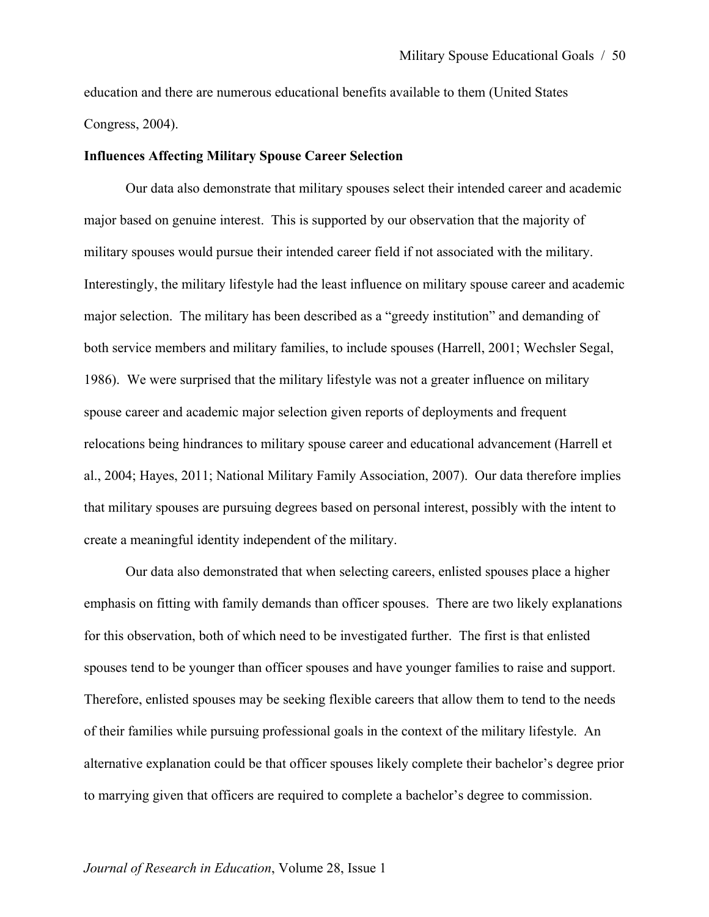education and there are numerous educational benefits available to them (United States Congress, 2004).

**Influences Affecting Military Spouse Career Selection**

Our data also demonstrate that military spouses select their intended career and academic major based on genuine interest. This is supported by our observation that the majority of military spouses would pursue their intended career field if not associated with the military. Interestingly, the military lifestyle had the least influence on military spouse career and academic major selection. The military has been described as a "greedy institution" and demanding of both service members and military families, to include spouses (Harrell, 2001; Wechsler Segal, 1986). We were surprised that the military lifestyle was not a greater influence on military spouse career and academic major selection given reports of deployments and frequent relocations being hindrances to military spouse career and educational advancement (Harrell et al., 2004; Hayes, 2011; National Military Family Association, 2007). Our data therefore implies that military spouses are pursuing degrees based on personal interest, possibly with the intent to create a meaningful identity independent of the military.

Our data also demonstrated that when selecting careers, enlisted spouses place a higher emphasis on fitting with family demands than officer spouses. There are two likely explanations for this observation, both of which need to be investigated further. The first is that enlisted spouses tend to be younger than officer spouses and have younger families to raise and support. Therefore, enlisted spouses may be seeking flexible careers that allow them to tend to the needs of their families while pursuing professional goals in the context of the military lifestyle. An alternative explanation could be that officer spouses likely complete their bachelor's degree prior to marrying given that officers are required to complete a bachelor's degree to commission.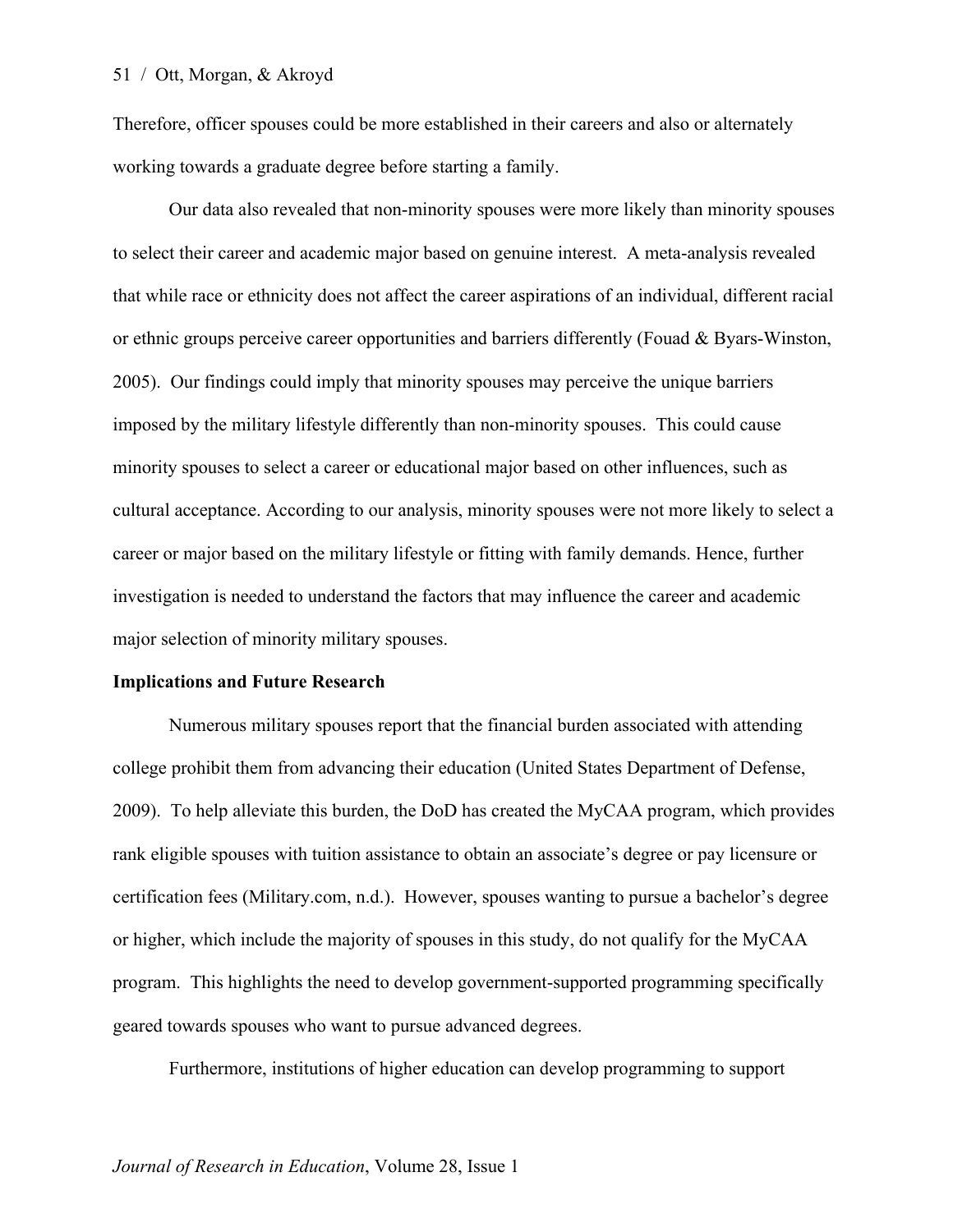Therefore, officer spouses could be more established in their careers and also or alternately working towards a graduate degree before starting a family.

Our data also revealed that non-minority spouses were more likely than minority spouses to select their career and academic major based on genuine interest. A meta-analysis revealed that while race or ethnicity does not affect the career aspirations of an individual, different racial or ethnic groups perceive career opportunities and barriers differently (Fouad & Byars-Winston, 2005). Our findings could imply that minority spouses may perceive the unique barriers imposed by the military lifestyle differently than non-minority spouses. This could cause minority spouses to select a career or educational major based on other influences, such as cultural acceptance. According to our analysis, minority spouses were not more likely to select a career or major based on the military lifestyle or fitting with family demands. Hence, further investigation is needed to understand the factors that may influence the career and academic major selection of minority military spouses.

**Implications and Future Research**

Numerous military spouses report that the financial burden associated with attending college prohibit them from advancing their education (United States Department of Defense, 2009). To help alleviate this burden, the DoD has created the MyCAA program, which provides rank eligible spouses with tuition assistance to obtain an associate's degree or pay licensure or certification fees (Military.com, n.d.). However, spouses wanting to pursue a bachelor's degree or higher, which include the majority of spouses in this study, do not qualify for the MyCAA program. This highlights the need to develop government-supported programming specifically geared towards spouses who want to pursue advanced degrees.

Furthermore, institutions of higher education can develop programming to support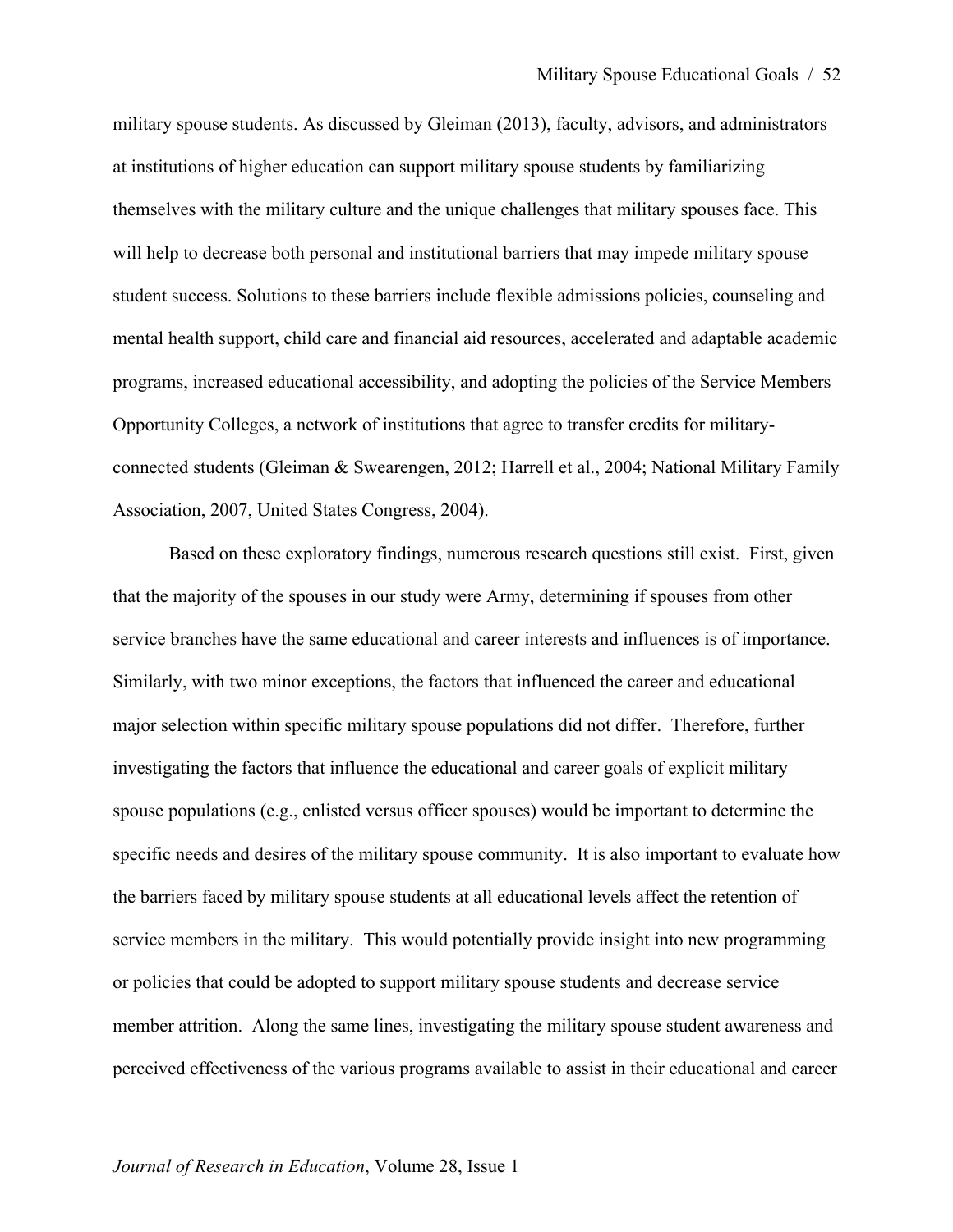military spouse students. As discussed by Gleiman (2013), faculty, advisors, and administrators at institutions of higher education can support military spouse students by familiarizing themselves with the military culture and the unique challenges that military spouses face. This will help to decrease both personal and institutional barriers that may impede military spouse student success. Solutions to these barriers include flexible admissions policies, counseling and mental health support, child care and financial aid resources, accelerated and adaptable academic programs, increased educational accessibility, and adopting the policies of the Service Members Opportunity Colleges, a network of institutions that agree to transfer credits for military-connected students (Gleiman & Swearengen, 2012; Harrell et al., 2004; National Military Family Association, 2007, United States Congress, 2004).

Based on these exploratory findings, numerous research questions still exist. First, given that the majority of the spouses in our study were Army, determining if spouses from other service branches have the same educational and career interests and influences is of importance. Similarly, with two minor exceptions, the factors that influenced the career and educational major selection within specific military spouse populations did not differ. Therefore, further investigating the factors that influence the educational and career goals of explicit military spouse populations (e.g., enlisted versus officer spouses) would be important to determine the specific needs and desires of the military spouse community. It is also important to evaluate how the barriers faced by military spouse students at all educational levels affect the retention of service members in the military. This would potentially provide insight into new programming or policies that could be adopted to support military spouse students and decrease service member attrition. Along the same lines, investigating the military spouse student awareness and perceived effectiveness of the various programs available to assist in their educational and career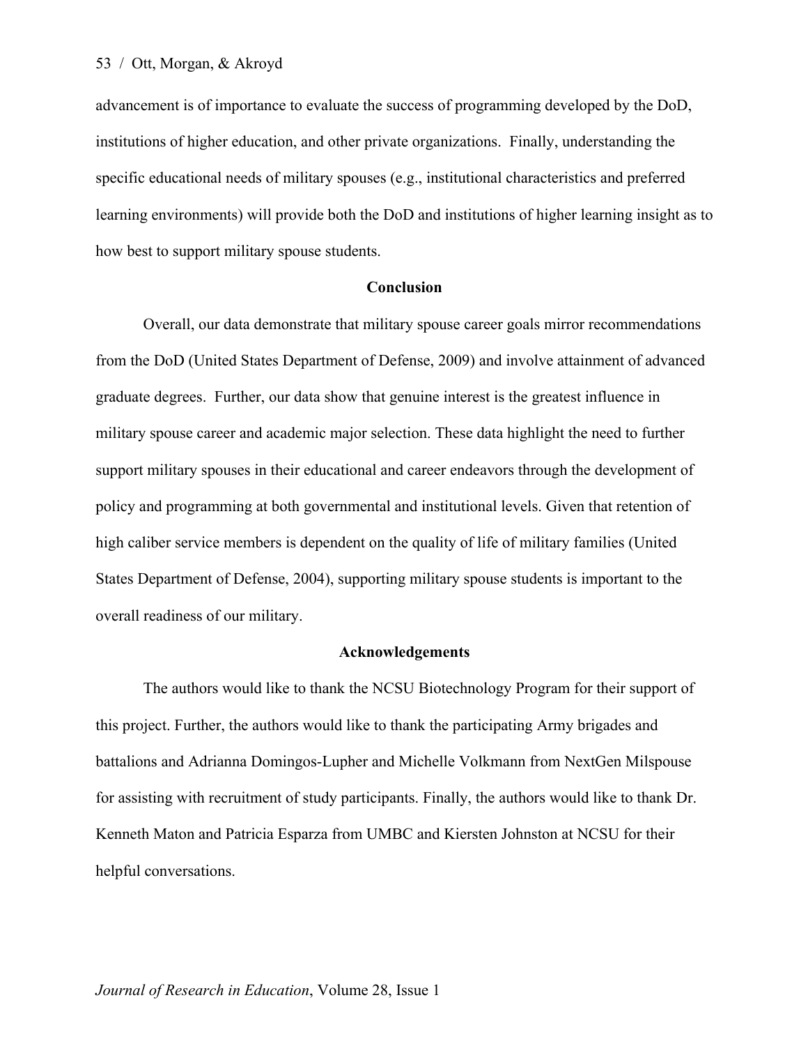advancement is of importance to evaluate the success of programming developed by the DoD, institutions of higher education, and other private organizations. Finally, understanding the specific educational needs of military spouses (e.g., institutional characteristics and preferred learning environments) will provide both the DoD and institutions of higher learning insight as to how best to support military spouse students.

## Conclusion

Overall, our data demonstrate that military spouse career goals mirror recommendations from the DoD (United States Department of Defense, 2009) and involve attainment of advanced graduate degrees. Further, our data show that genuine interest is the greatest influence in military spouse career and academic major selection. These data highlight the need to further support military spouses in their educational and career endeavors through the development of policy and programming at both governmental and institutional levels. Given that retention of high caliber service members is dependent on the quality of life of military families (United States Department of Defense, 2004), supporting military spouse students is important to the overall readiness of our military.

## Acknowledgements

The authors would like to thank the NCSU Biotechnology Program for their support of this project. Further, the authors would like to thank the participating Army brigades and battalions and Adrianna Domingos-Lupher and Michelle Volkmann from NextGen Milspouse for assisting with recruitment of study participants. Finally, the authors would like to thank Dr. Kenneth Maton and Patricia Esparza from UMBC and Kiersten Johnston at NCSU for their helpful conversations.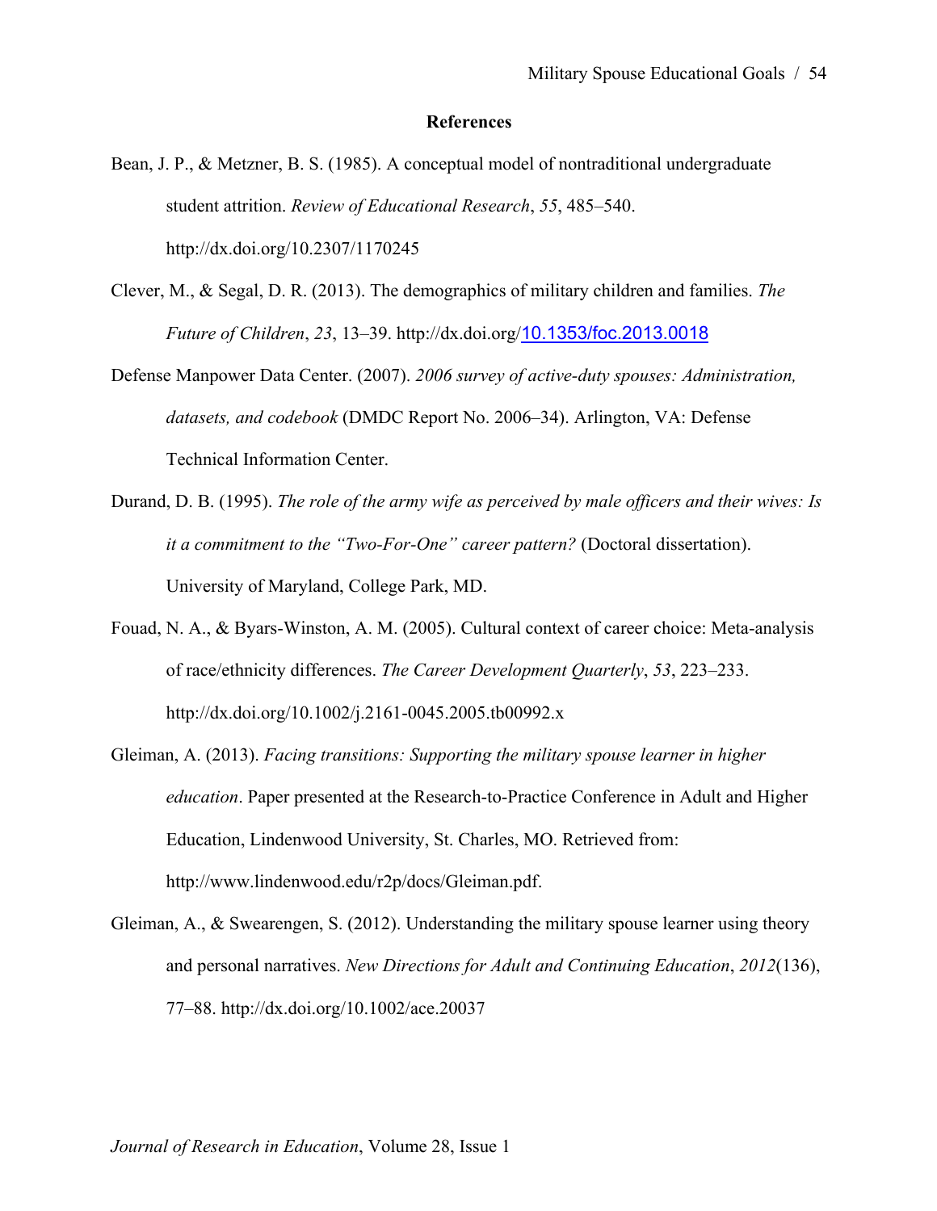## References

Bean, J. P., & Metzner, B. S. (1985). A conceptual model of nontraditional undergraduate student attrition. *Review of Educational Research*, *55*, 485–540. http://dx.doi.org/10.2307/1170245

Clever, M., & Segal, D. R. (2013). The demographics of military children and families. *The Future of Children*, *23*, 13–39. http://dx.doi.org/10.1353/foc.2013.0018

Defense Manpower Data Center. (2007). *2006 survey of active-duty spouses: Administration, datasets, and codebook* (DMDC Report No. 2006–34). Arlington, VA: Defense Technical Information Center.

Durand, D. B. (1995). *The role of the army wife as perceived by male officers and their wives: Is it a commitment to the "Two-For-One" career pattern?* (Doctoral dissertation). University of Maryland, College Park, MD.

Fouad, N. A., & Byars-Winston, A. M. (2005). Cultural context of career choice: Meta-analysis of race/ethnicity differences. *The Career Development Quarterly*, *53*, 223–233. http://dx.doi.org/10.1002/j.2161-0045.2005.tb00992.x

Gleiman, A. (2013). *Facing transitions: Supporting the military spouse learner in higher education*. Paper presented at the Research-to-Practice Conference in Adult and Higher Education, Lindenwood University, St. Charles, MO. Retrieved from: http://www.lindenwood.edu/r2p/docs/Gleiman.pdf.

Gleiman, A., & Swearengen, S. (2012). Understanding the military spouse learner using theory and personal narratives. *New Directions for Adult and Continuing Education*, *2012*(136), 77–88. http://dx.doi.org/10.1002/ace.20037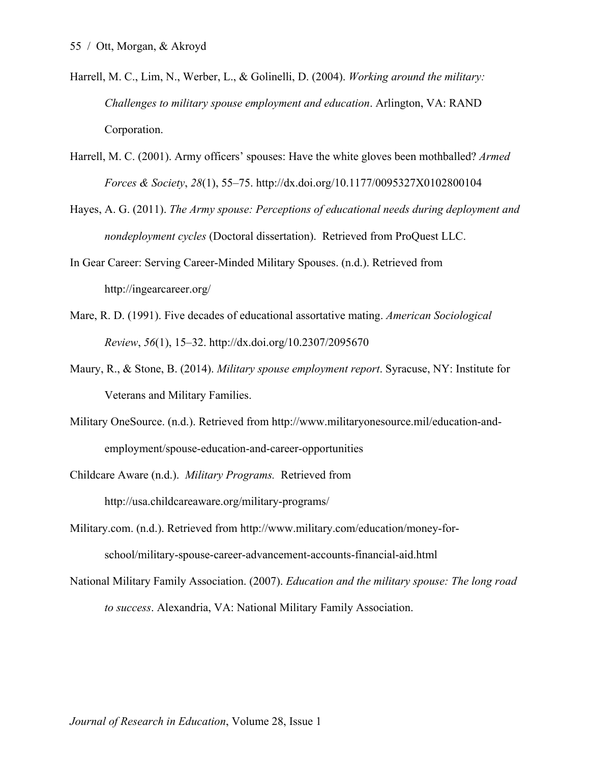Harrell, M. C., Lim, N., Werber, L., & Golinelli, D. (2004). *Working around the military: Challenges to military spouse employment and education*. Arlington, VA: RAND Corporation.

Harrell, M. C. (2001). Army officers' spouses: Have the white gloves been mothballed? *Armed Forces & Society*, *28*(1), 55–75. http://dx.doi.org/10.1177/0095327X0102800104

Hayes, A. G. (2011). *The Army spouse: Perceptions of educational needs during deployment and nondeployment cycles* (Doctoral dissertation). Retrieved from ProQuest LLC.

In Gear Career: Serving Career-Minded Military Spouses. (n.d.). Retrieved from http://ingearcareer.org/

Mare, R. D. (1991). Five decades of educational assortative mating. *American Sociological Review*, *56*(1), 15–32. http://dx.doi.org/10.2307/2095670

Maury, R., & Stone, B. (2014). *Military spouse employment report*. Syracuse, NY: Institute for Veterans and Military Families.

Military OneSource. (n.d.). Retrieved from http://www.militaryonesource.mil/education-and-employment/spouse-education-and-career-opportunities

Childcare Aware (n.d.). *Military Programs.* Retrieved from http://usa.childcareaware.org/military-programs/

Military.com. (n.d.). Retrieved from http://www.military.com/education/money-for-school/military-spouse-career-advancement-accounts-financial-aid.html

National Military Family Association. (2007). *Education and the military spouse: The long road to success*. Alexandria, VA: National Military Family Association.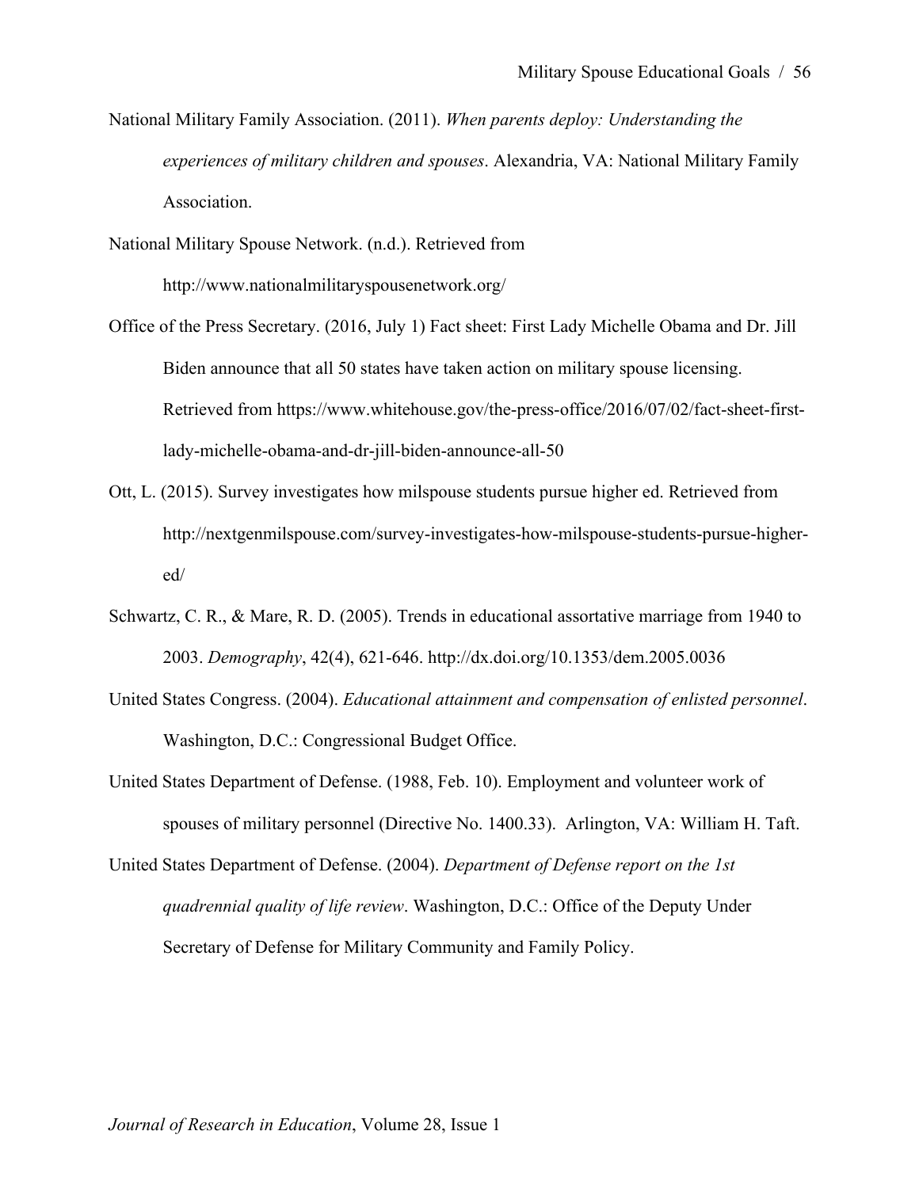National Military Family Association. (2011). *When parents deploy: Understanding the experiences of military children and spouses*. Alexandria, VA: National Military Family Association.

National Military Spouse Network. (n.d.). Retrieved from http://www.nationalmilitaryspousenetwork.org/

Office of the Press Secretary. (2016, July 1) Fact sheet: First Lady Michelle Obama and Dr. Jill Biden announce that all 50 states have taken action on military spouse licensing. Retrieved from https://www.whitehouse.gov/the-press-office/2016/07/02/fact-sheet-first-lady-michelle-obama-and-dr-jill-biden-announce-all-50

Ott, L. (2015). Survey investigates how milspouse students pursue higher ed. Retrieved from http://nextgenmilspouse.com/survey-investigates-how-milspouse-students-pursue-higher-ed/

Schwartz, C. R., & Mare, R. D. (2005). Trends in educational assortative marriage from 1940 to 2003. *Demography*, 42(4), 621-646. http://dx.doi.org/10.1353/dem.2005.0036

United States Congress. (2004). *Educational attainment and compensation of enlisted personnel*. Washington, D.C.: Congressional Budget Office.

United States Department of Defense. (1988, Feb. 10). Employment and volunteer work of spouses of military personnel (Directive No. 1400.33). Arlington, VA: William H. Taft.

United States Department of Defense. (2004). *Department of Defense report on the 1st quadrennial quality of life review*. Washington, D.C.: Office of the Deputy Under Secretary of Defense for Military Community and Family Policy.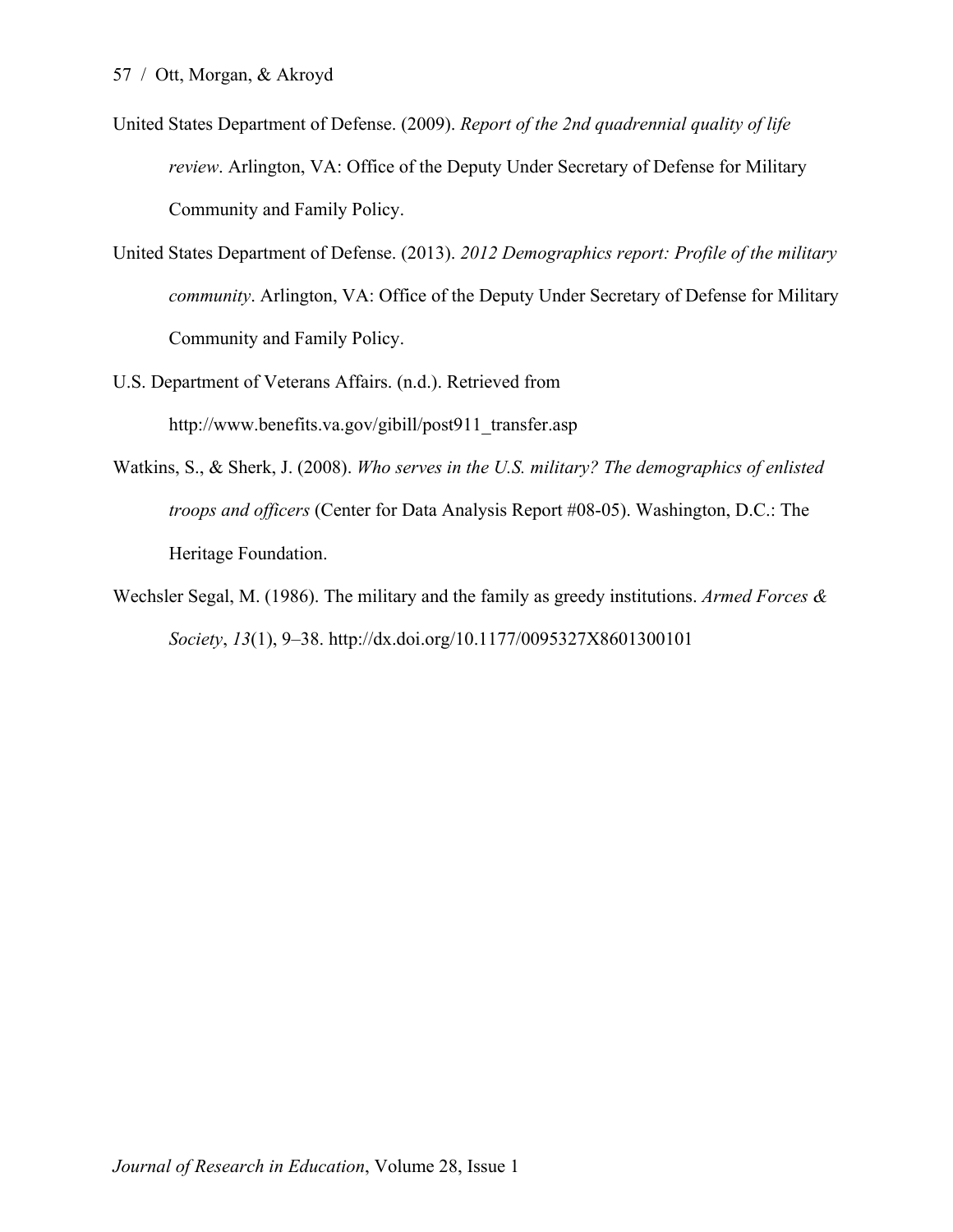United States Department of Defense. (2009). *Report of the 2nd quadrennial quality of life review*. Arlington, VA: Office of the Deputy Under Secretary of Defense for Military Community and Family Policy.

United States Department of Defense. (2013). *2012 Demographics report: Profile of the military community*. Arlington, VA: Office of the Deputy Under Secretary of Defense for Military Community and Family Policy.

U.S. Department of Veterans Affairs. (n.d.). Retrieved from http://www.benefits.va.gov/gibill/post911_transfer.asp

Watkins, S., & Sherk, J. (2008). *Who serves in the U.S. military? The demographics of enlisted troops and officers* (Center for Data Analysis Report #08-05). Washington, D.C.: The Heritage Foundation.

Wechsler Segal, M. (1986). The military and the family as greedy institutions. *Armed Forces & Society*, *13*(1), 9–38. http://dx.doi.org/10.1177/0095327X8601300101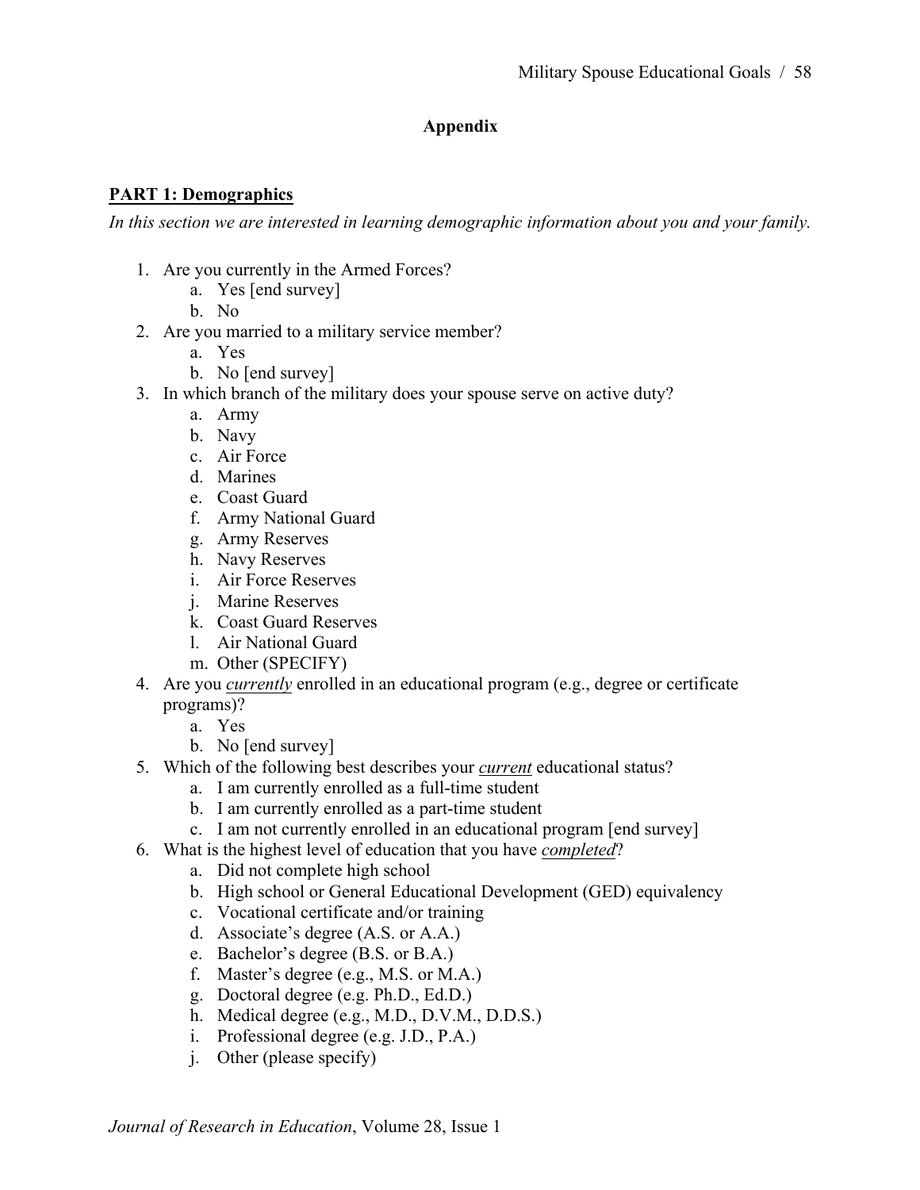## Appendix

### PART 1: Demographics

*In this section we are interested in learning demographic information about you and your family.*

1. Are you currently in the Armed Forces?
    a. Yes [end survey]
    b. No
2. Are you married to a military service member?
    a. Yes
    b. No [end survey]
3. In which branch of the military does your spouse serve on active duty?
    a. Army
    b. Navy
    c. Air Force
    d. Marines
    e. Coast Guard
    f. Army National Guard
    g. Army Reserves
    h. Navy Reserves
    i. Air Force Reserves
    j. Marine Reserves
    k. Coast Guard Reserves
    l. Air National Guard
    m. Other (SPECIFY)
4. Are you ***currently*** enrolled in an educational program (e.g., degree or certificate programs)?
    a. Yes
    b. No [end survey]
5. Which of the following best describes your ***current*** educational status?
    a. I am currently enrolled as a full-time student
    b. I am currently enrolled as a part-time student
    c. I am not currently enrolled in an educational program [end survey]
6. What is the highest level of education that you have ***completed***?
    a. Did not complete high school
    b. High school or General Educational Development (GED) equivalency
    c. Vocational certificate and/or training
    d. Associate's degree (A.S. or A.A.)
    e. Bachelor's degree (B.S. or B.A.)
    f. Master's degree (e.g., M.S. or M.A.)
    g. Doctoral degree (e.g. Ph.D., Ed.D.)
    h. Medical degree (e.g., M.D., D.V.M., D.D.S.)
    i. Professional degree (e.g. J.D., P.A.)
    j. Other (please specify)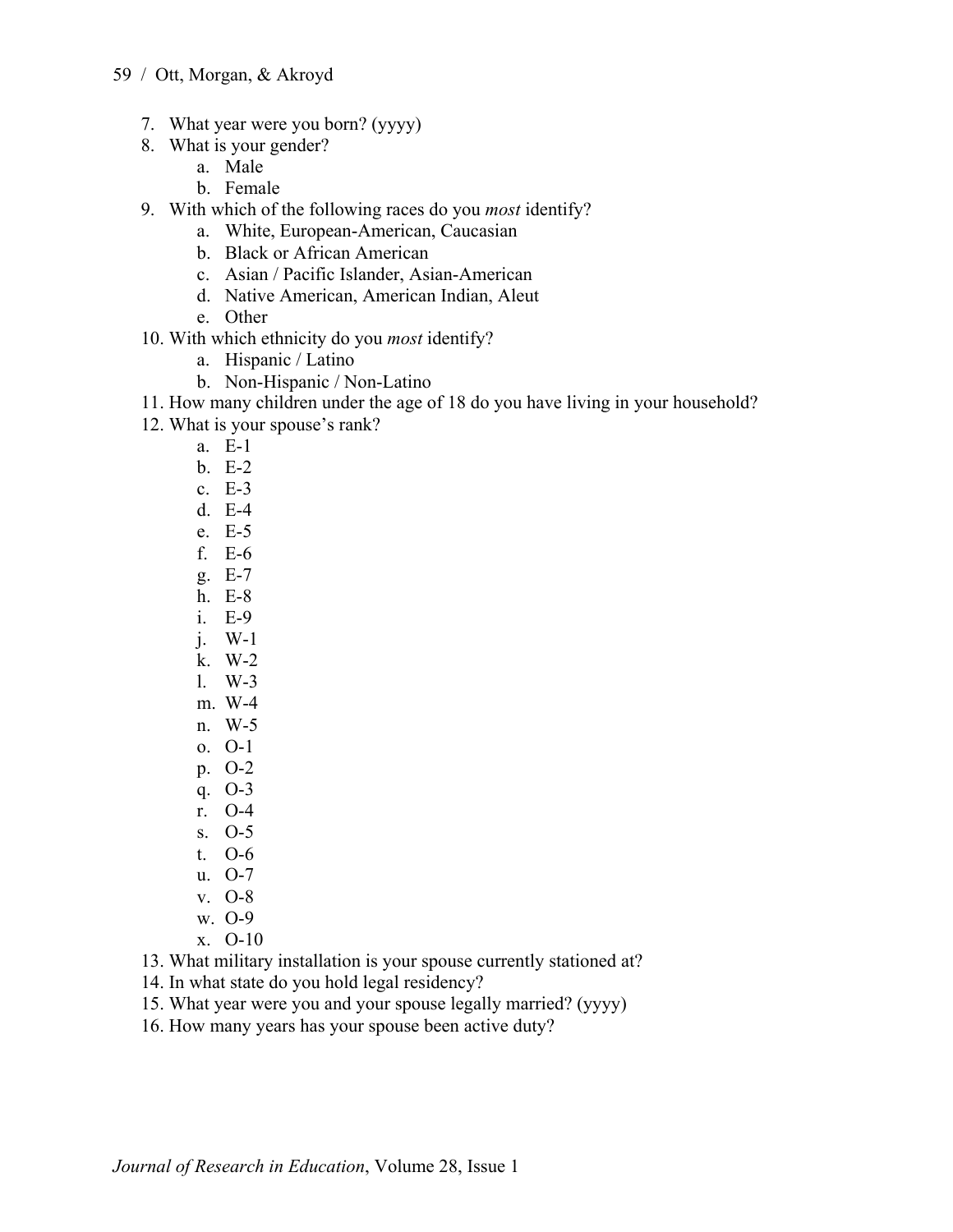7. What year were you born? (yyyy)
8. What is your gender?
    a. Male
    b. Female
9. With which of the following races do you *most* identify?
    a. White, European-American, Caucasian
    b. Black or African American
    c. Asian / Pacific Islander, Asian-American
    d. Native American, American Indian, Aleut
    e. Other
10. With which ethnicity do you *most* identify?
    a. Hispanic / Latino
    b. Non-Hispanic / Non-Latino
11. How many children under the age of 18 do you have living in your household?
12. What is your spouse's rank?
    a. E-1
    b. E-2
    c. E-3
    d. E-4
    e. E-5
    f. E-6
    g. E-7
    h. E-8
    i. E-9
    j. W-1
    k. W-2
    l. W-3
    m. W-4
    n. W-5
    o. O-1
    p. O-2
    q. O-3
    r. O-4
    s. O-5
    t. O-6
    u. O-7
    v. O-8
    w. O-9
    x. O-10
13. What military installation is your spouse currently stationed at?
14. In what state do you hold legal residency?
15. What year were you and your spouse legally married? (yyyy)
16. How many years has your spouse been active duty?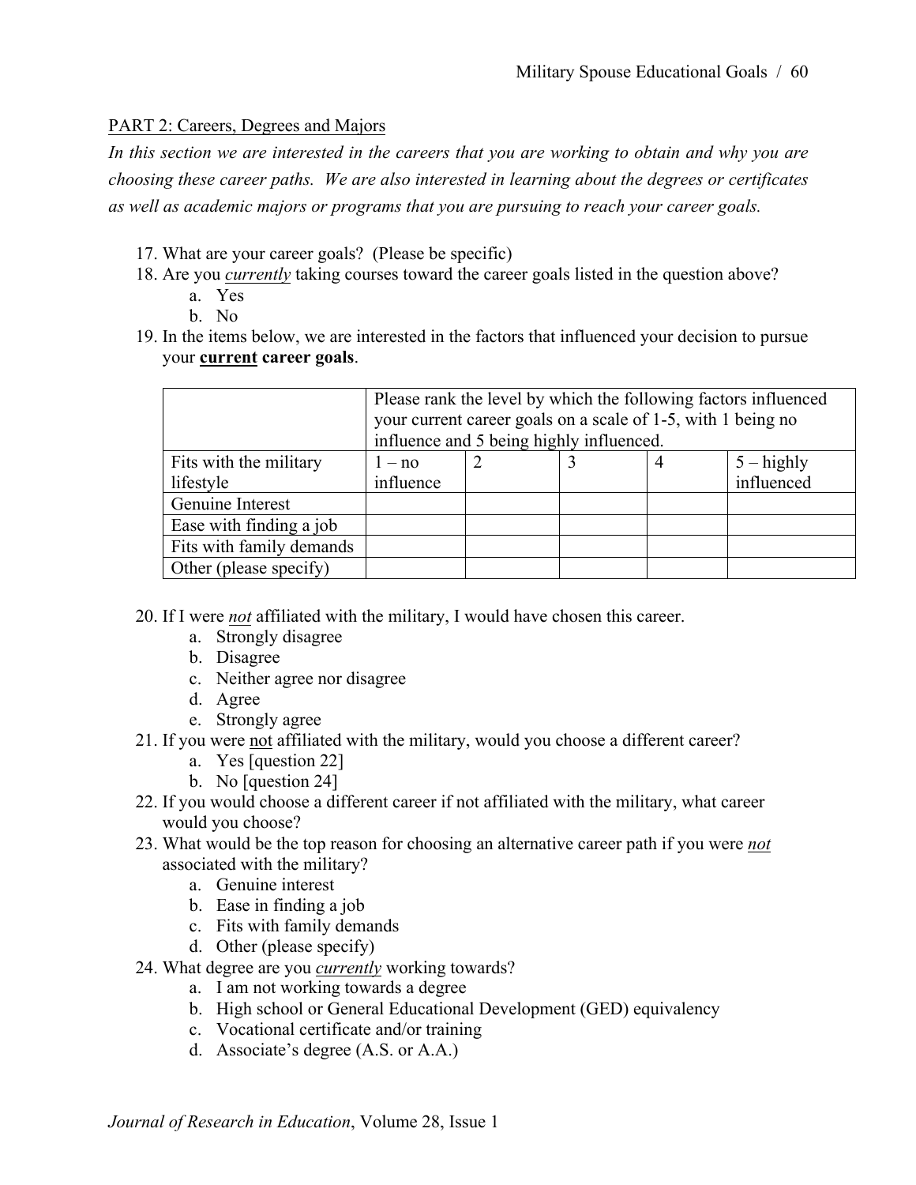PART 2: Careers, Degrees and Majors

*In this section we are interested in the careers that you are working to obtain and why you are choosing these career paths. We are also interested in learning about the degrees or certificates as well as academic majors or programs that you are pursuing to reach your career goals.*

17. What are your career goals? (Please be specific)
18. Are you *currently* taking courses toward the career goals listed in the question above?
    a. Yes
    b. No
19. In the items below, we are interested in the factors that influenced your decision to pursue your **current career goals**.

| | Please rank the level by which the following factors influenced your current career goals on a scale of 1-5, with 1 being no influence and 5 being highly influenced. | | | | |
|---|---|---|---|---|---|
| Fits with the military lifestyle | 1 – no influence | 2 | 3 | 4 | 5 – highly influenced |
| Genuine Interest | | | | | |
| Ease with finding a job | | | | | |
| Fits with family demands | | | | | |
| Other (please specify) | | | | | |

20. If I were *not* affiliated with the military, I would have chosen this career.
    a. Strongly disagree
    b. Disagree
    c. Neither agree nor disagree
    d. Agree
    e. Strongly agree
21. If you were not affiliated with the military, would you choose a different career?
    a. Yes [question 22]
    b. No [question 24]
22. If you would choose a different career if not affiliated with the military, what career would you choose?
23. What would be the top reason for choosing an alternative career path if you were *not* associated with the military?
    a. Genuine interest
    b. Ease in finding a job
    c. Fits with family demands
    d. Other (please specify)
24. What degree are you *currently* working towards?
    a. I am not working towards a degree
    b. High school or General Educational Development (GED) equivalency
    c. Vocational certificate and/or training
    d. Associate's degree (A.S. or A.A.)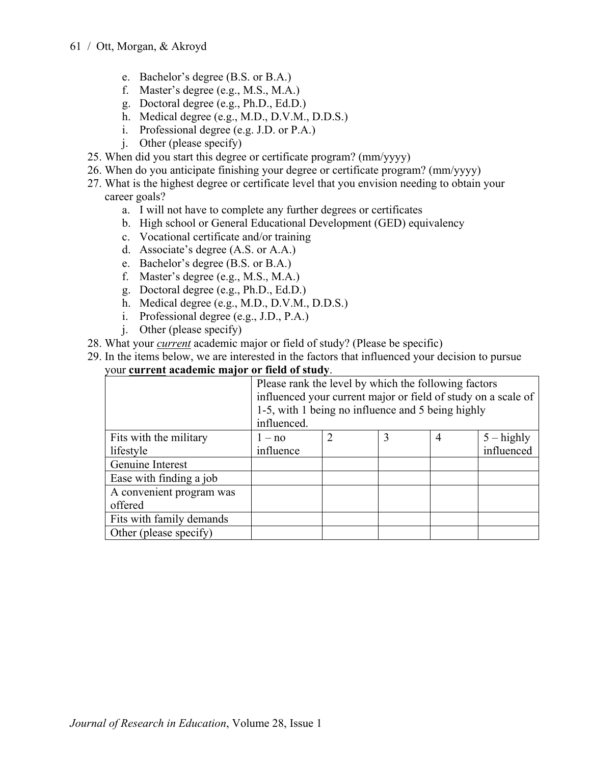e. Bachelor's degree (B.S. or B.A.)
   f. Master's degree (e.g., M.S., M.A.)
   g. Doctoral degree (e.g., Ph.D., Ed.D.)
   h. Medical degree (e.g., M.D., D.V.M., D.D.S.)
   i. Professional degree (e.g. J.D. or P.A.)
   j. Other (please specify)

25. When did you start this degree or certificate program? (mm/yyyy)
26. When do you anticipate finishing your degree or certificate program? (mm/yyyy)
27. What is the highest degree or certificate level that you envision needing to obtain your career goals?
    a. I will not have to complete any further degrees or certificates
    b. High school or General Educational Development (GED) equivalency
    c. Vocational certificate and/or training
    d. Associate's degree (A.S. or A.A.)
    e. Bachelor's degree (B.S. or B.A.)
    f. Master's degree (e.g., M.S., M.A.)
    g. Doctoral degree (e.g., Ph.D., Ed.D.)
    h. Medical degree (e.g., M.D., D.V.M., D.D.S.)
    i. Professional degree (e.g., J.D., P.A.)
    j. Other (please specify)
28. What your *current* academic major or field of study? (Please be specific)
29. In the items below, we are interested in the factors that influenced your decision to pursue your **current academic major or field of study**.

| | Please rank the level by which the following factors influenced your current major or field of study on a scale of 1-5, with 1 being no influence and 5 being highly influenced. | | | | |
|---|---|---|---|---|---|
| Fits with the military lifestyle | 1 – no influence | 2 | 3 | 4 | 5 – highly influenced |
| Genuine Interest | | | | | |
| Ease with finding a job | | | | | |
| A convenient program was offered | | | | | |
| Fits with family demands | | | | | |
| Other (please specify) | | | | | |